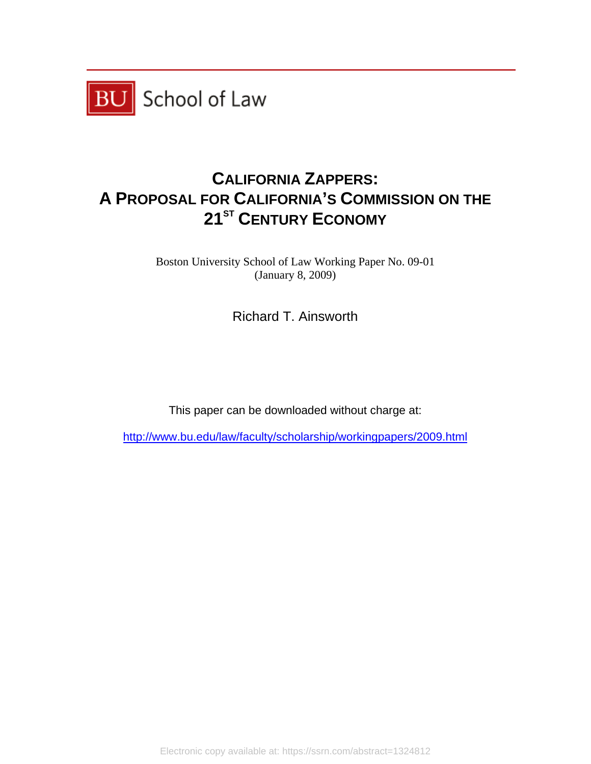BU School of Law

# CALIFORNIA ZAPPERS: A PROPOSAL FOR CALIFORNIA'S COMMISSION ON THE 21ST CENTURY ECONOMY

Boston University School of Law Working Paper No. 09-01
(January 8, 2009)

Richard T. Ainsworth

This paper can be downloaded without charge at:

http://www.bu.edu/law/faculty/scholarship/workingpapers/2009.html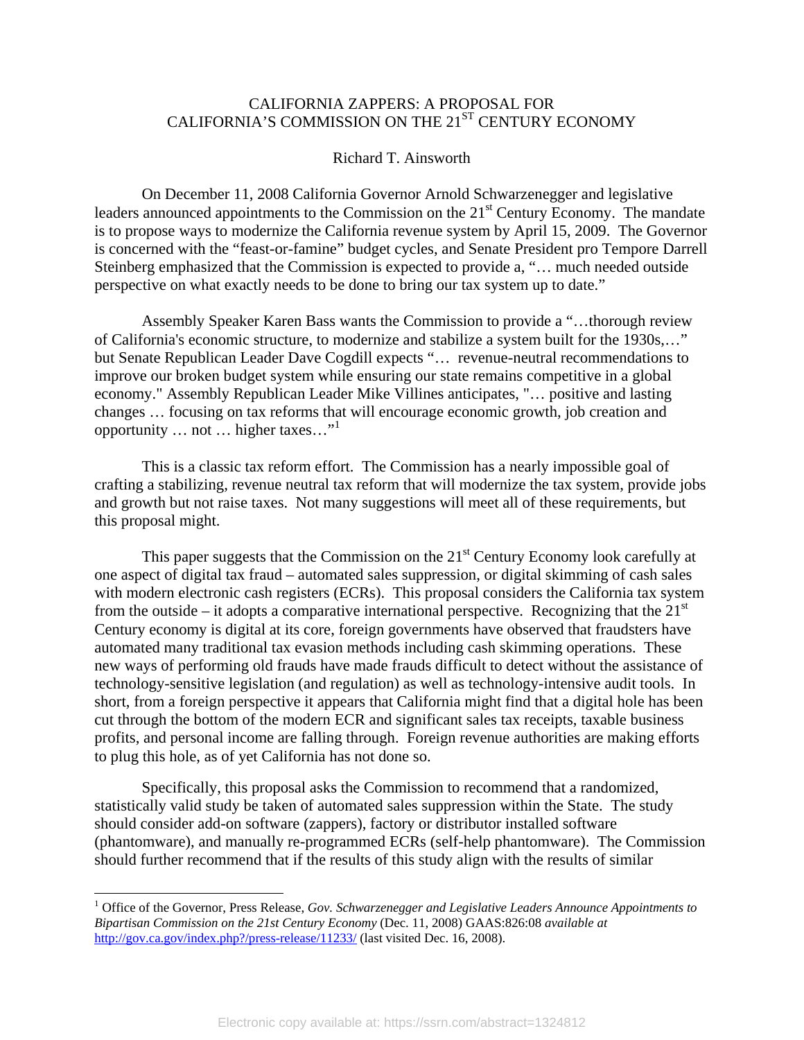# CALIFORNIA ZAPPERS: A PROPOSAL FOR CALIFORNIA'S COMMISSION ON THE 21$^{ST}$ CENTURY ECONOMY

Richard T. Ainsworth

On December 11, 2008 California Governor Arnold Schwarzenegger and legislative leaders announced appointments to the Commission on the 21$^{st}$ Century Economy. The mandate is to propose ways to modernize the California revenue system by April 15, 2009. The Governor is concerned with the "feast-or-famine" budget cycles, and Senate President pro Tempore Darrell Steinberg emphasized that the Commission is expected to provide a, "… much needed outside perspective on what exactly needs to be done to bring our tax system up to date."

Assembly Speaker Karen Bass wants the Commission to provide a "…thorough review of California's economic structure, to modernize and stabilize a system built for the 1930s,…" but Senate Republican Leader Dave Cogdill expects "… revenue-neutral recommendations to improve our broken budget system while ensuring our state remains competitive in a global economy." Assembly Republican Leader Mike Villines anticipates, "… positive and lasting changes … focusing on tax reforms that will encourage economic growth, job creation and opportunity … not … higher taxes…"[1]

This is a classic tax reform effort. The Commission has a nearly impossible goal of crafting a stabilizing, revenue neutral tax reform that will modernize the tax system, provide jobs and growth but not raise taxes. Not many suggestions will meet all of these requirements, but this proposal might.

This paper suggests that the Commission on the 21$^{st}$ Century Economy look carefully at one aspect of digital tax fraud – automated sales suppression, or digital skimming of cash sales with modern electronic cash registers (ECRs). This proposal considers the California tax system from the outside – it adopts a comparative international perspective. Recognizing that the 21$^{st}$ Century economy is digital at its core, foreign governments have observed that fraudsters have automated many traditional tax evasion methods including cash skimming operations. These new ways of performing old frauds have made frauds difficult to detect without the assistance of technology-sensitive legislation (and regulation) as well as technology-intensive audit tools. In short, from a foreign perspective it appears that California might find that a digital hole has been cut through the bottom of the modern ECR and significant sales tax receipts, taxable business profits, and personal income are falling through. Foreign revenue authorities are making efforts to plug this hole, as of yet California has not done so.

Specifically, this proposal asks the Commission to recommend that a randomized, statistically valid study be taken of automated sales suppression within the State. The study should consider add-on software (zappers), factory or distributor installed software (phantomware), and manually re-programmed ECRs (self-help phantomware). The Commission should further recommend that if the results of this study align with the results of similar

---

[1] Office of the Governor, Press Release, *Gov. Schwarzenegger and Legislative Leaders Announce Appointments to Bipartisan Commission on the 21st Century Economy* (Dec. 11, 2008) GAAS:826:08 *available at* http://gov.ca.gov/index.php?/press-release/11233/ (last visited Dec. 16, 2008).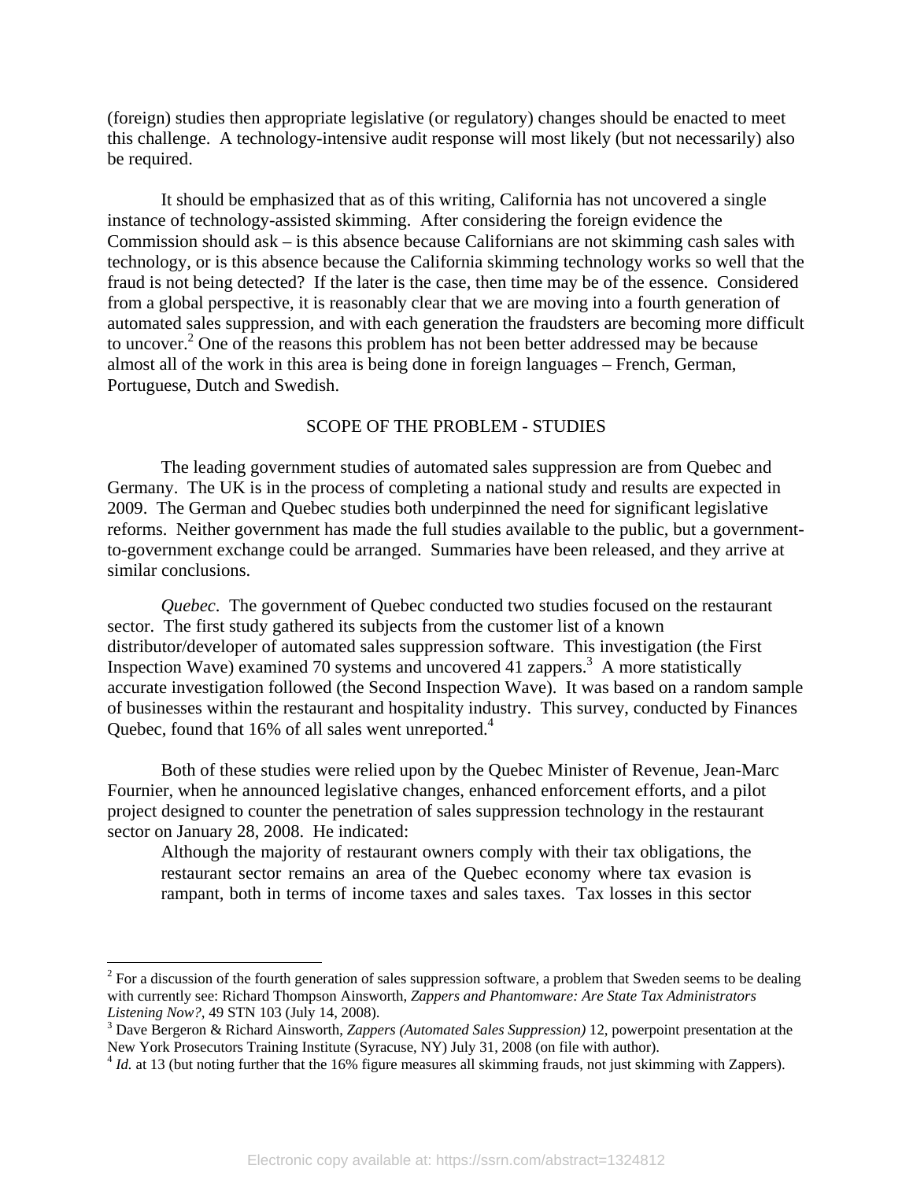(foreign) studies then appropriate legislative (or regulatory) changes should be enacted to meet this challenge. A technology-intensive audit response will most likely (but not necessarily) also be required.

It should be emphasized that as of this writing, California has not uncovered a single instance of technology-assisted skimming. After considering the foreign evidence the Commission should ask – is this absence because Californians are not skimming cash sales with technology, or is this absence because the California skimming technology works so well that the fraud is not being detected? If the later is the case, then time may be of the essence. Considered from a global perspective, it is reasonably clear that we are moving into a fourth generation of automated sales suppression, and with each generation the fraudsters are becoming more difficult to uncover.[2] One of the reasons this problem has not been better addressed may be because almost all of the work in this area is being done in foreign languages – French, German, Portuguese, Dutch and Swedish.

## SCOPE OF THE PROBLEM - STUDIES

The leading government studies of automated sales suppression are from Quebec and Germany. The UK is in the process of completing a national study and results are expected in 2009. The German and Quebec studies both underpinned the need for significant legislative reforms. Neither government has made the full studies available to the public, but a government-to-government exchange could be arranged. Summaries have been released, and they arrive at similar conclusions.

*Quebec*. The government of Quebec conducted two studies focused on the restaurant sector. The first study gathered its subjects from the customer list of a known distributor/developer of automated sales suppression software. This investigation (the First Inspection Wave) examined 70 systems and uncovered 41 zappers.[3] A more statistically accurate investigation followed (the Second Inspection Wave). It was based on a random sample of businesses within the restaurant and hospitality industry. This survey, conducted by Finances Quebec, found that 16% of all sales went unreported.[4]

Both of these studies were relied upon by the Quebec Minister of Revenue, Jean-Marc Fournier, when he announced legislative changes, enhanced enforcement efforts, and a pilot project designed to counter the penetration of sales suppression technology in the restaurant sector on January 28, 2008. He indicated:

> Although the majority of restaurant owners comply with their tax obligations, the restaurant sector remains an area of the Quebec economy where tax evasion is rampant, both in terms of income taxes and sales taxes. Tax losses in this sector

---

[2] For a discussion of the fourth generation of sales suppression software, a problem that Sweden seems to be dealing with currently see: Richard Thompson Ainsworth, *Zappers and Phantomware: Are State Tax Administrators Listening Now?,* 49 STN 103 (July 14, 2008).

[3] Dave Bergeron & Richard Ainsworth, *Zappers (Automated Sales Suppression)* 12, powerpoint presentation at the New York Prosecutors Training Institute (Syracuse, NY) July 31, 2008 (on file with author).

[4] *Id.* at 13 (but noting further that the 16% figure measures all skimming frauds, not just skimming with Zappers).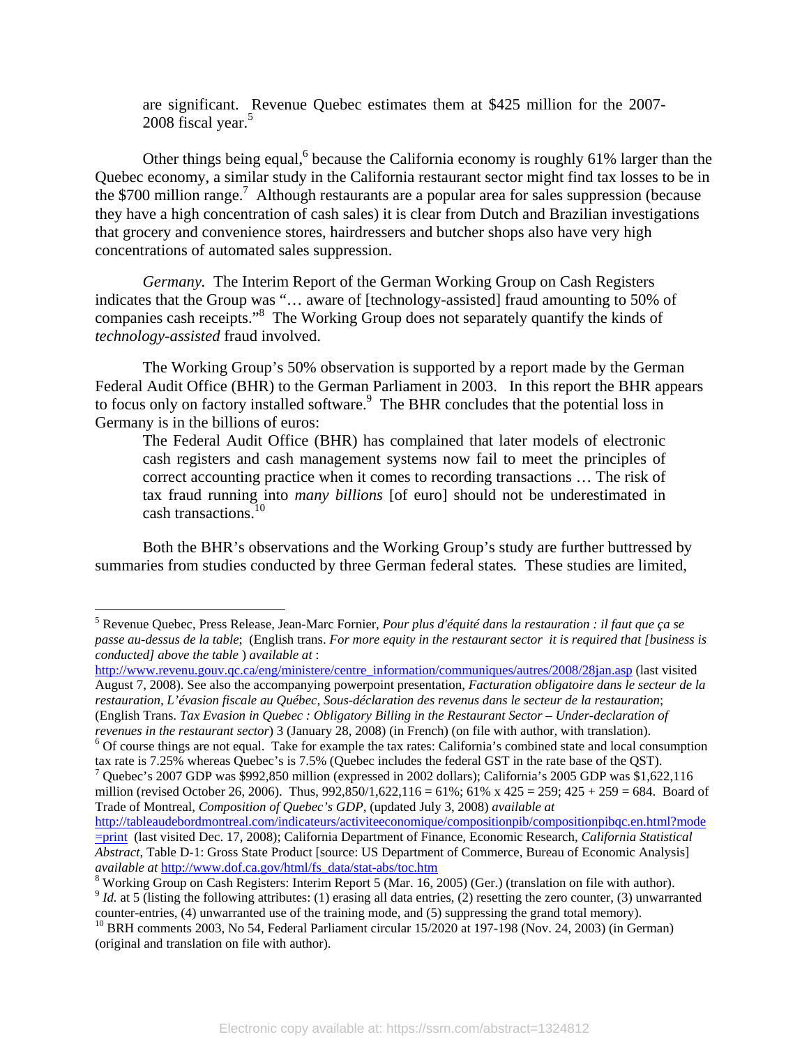are significant. Revenue Quebec estimates them at $425 million for the 2007-2008 fiscal year.[5]

Other things being equal,[6] because the California economy is roughly 61% larger than the Quebec economy, a similar study in the California restaurant sector might find tax losses to be in the $700 million range.[7] Although restaurants are a popular area for sales suppression (because they have a high concentration of cash sales) it is clear from Dutch and Brazilian investigations that grocery and convenience stores, hairdressers and butcher shops also have very high concentrations of automated sales suppression.

*Germany.* The Interim Report of the German Working Group on Cash Registers indicates that the Group was "… aware of [technology-assisted] fraud amounting to 50% of companies cash receipts."[8] The Working Group does not separately quantify the kinds of *technology-assisted* fraud involved.

The Working Group's 50% observation is supported by a report made by the German Federal Audit Office (BHR) to the German Parliament in 2003. In this report the BHR appears to focus only on factory installed software.[9] The BHR concludes that the potential loss in Germany is in the billions of euros:

> The Federal Audit Office (BHR) has complained that later models of electronic cash registers and cash management systems now fail to meet the principles of correct accounting practice when it comes to recording transactions … The risk of tax fraud running into *many billions* [of euro] should not be underestimated in cash transactions.[10]

Both the BHR's observations and the Working Group's study are further buttressed by summaries from studies conducted by three German federal states. These studies are limited,

---

[5] Revenue Quebec, Press Release, Jean-Marc Fornier, *Pour plus d'équité dans la restauration : il faut que ça se passe au-dessus de la table*; (English trans. *For more equity in the restaurant sector it is required that [business is conducted] above the table* ) *available at* : http://www.revenu.gouv.qc.ca/eng/ministere/centre_information/communiques/autres/2008/28jan.asp (last visited August 7, 2008). See also the accompanying powerpoint presentation, *Facturation obligatoire dans le secteur de la restauration, L'évasion fiscale au Québec, Sous-déclaration des revenus dans le secteur de la restauration*; (English Trans. *Tax Evasion in Quebec : Obligatory Billing in the Restaurant Sector – Under-declaration of revenues in the restaurant sector*) 3 (January 28, 2008) (in French) (on file with author, with translation).

[6] Of course things are not equal. Take for example the tax rates: California's combined state and local consumption tax rate is 7.25% whereas Quebec's is 7.5% (Quebec includes the federal GST in the rate base of the QST).

[7] Quebec's 2007 GDP was $992,850 million (expressed in 2002 dollars); California's 2005 GDP was $1,622,116 million (revised October 26, 2006). Thus, 992,850/1,622,116 = 61%; 61% x 425 = 259; 425 + 259 = 684. Board of Trade of Montreal, *Composition of Quebec's GDP*, (updated July 3, 2008) *available at* http://tableaudebordmontreal.com/indicateurs/activiteeconomique/compositionpib/compositionpibqc.en.html?mode=print (last visited Dec. 17, 2008); California Department of Finance, Economic Research, *California Statistical Abstract*, Table D-1: Gross State Product [source: US Department of Commerce, Bureau of Economic Analysis] *available at* http://www.dof.ca.gov/html/fs_data/stat-abs/toc.htm

[8] Working Group on Cash Registers: Interim Report 5 (Mar. 16, 2005) (Ger.) (translation on file with author).

[9] *Id.* at 5 (listing the following attributes: (1) erasing all data entries, (2) resetting the zero counter, (3) unwarranted counter-entries, (4) unwarranted use of the training mode, and (5) suppressing the grand total memory).

[10] BRH comments 2003, No 54, Federal Parliament circular 15/2020 at 197-198 (Nov. 24, 2003) (in German) (original and translation on file with author).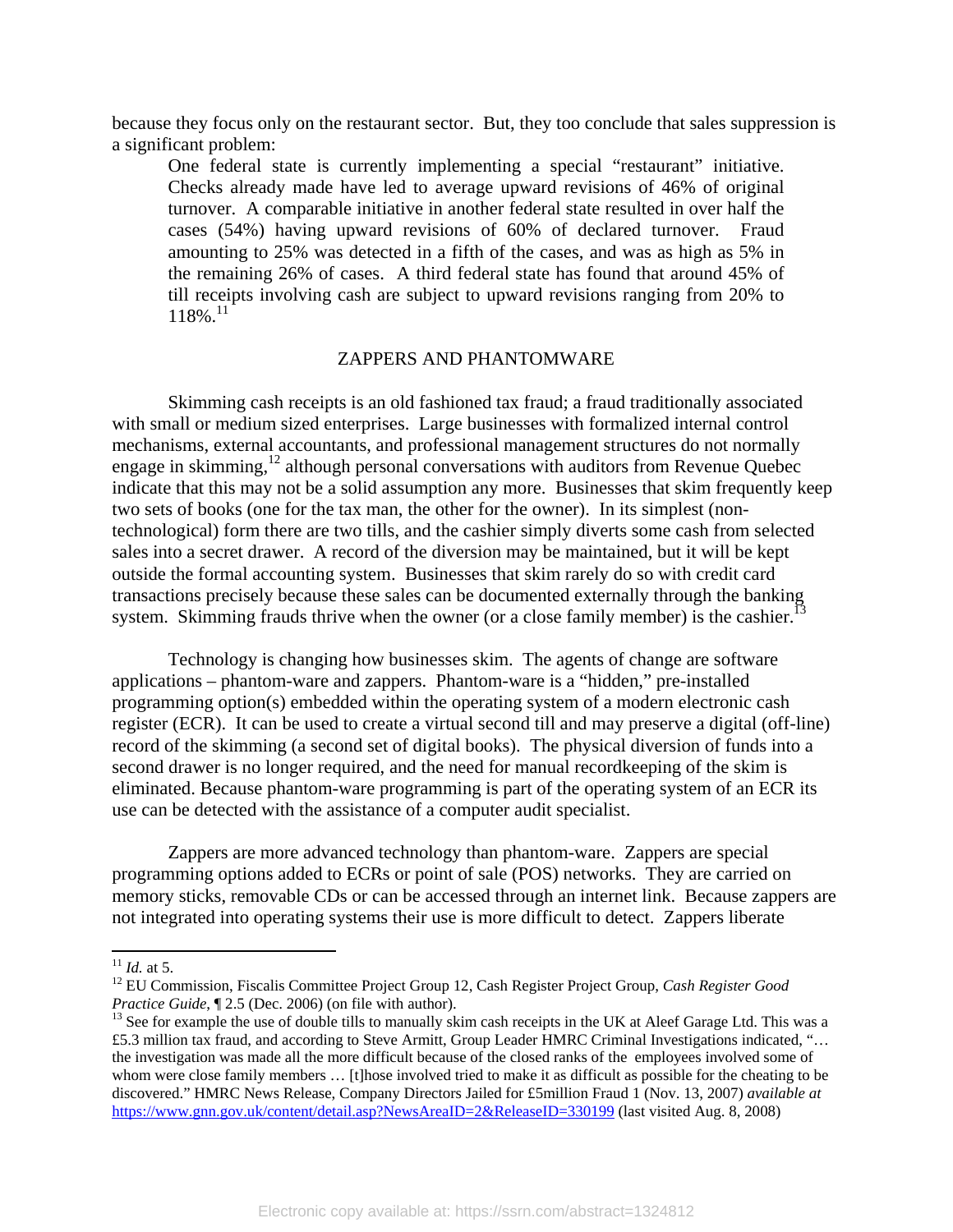because they focus only on the restaurant sector. But, they too conclude that sales suppression is a significant problem:

> One federal state is currently implementing a special "restaurant" initiative. Checks already made have led to average upward revisions of 46% of original turnover. A comparable initiative in another federal state resulted in over half the cases (54%) having upward revisions of 60% of declared turnover. Fraud amounting to 25% was detected in a fifth of the cases, and was as high as 5% in the remaining 26% of cases. A third federal state has found that around 45% of till receipts involving cash are subject to upward revisions ranging from 20% to 118%.[11]

## ZAPPERS AND PHANTOMWARE

Skimming cash receipts is an old fashioned tax fraud; a fraud traditionally associated with small or medium sized enterprises. Large businesses with formalized internal control mechanisms, external accountants, and professional management structures do not normally engage in skimming,[12] although personal conversations with auditors from Revenue Quebec indicate that this may not be a solid assumption any more. Businesses that skim frequently keep two sets of books (one for the tax man, the other for the owner). In its simplest (non-technological) form there are two tills, and the cashier simply diverts some cash from selected sales into a secret drawer. A record of the diversion may be maintained, but it will be kept outside the formal accounting system. Businesses that skim rarely do so with credit card transactions precisely because these sales can be documented externally through the banking system. Skimming frauds thrive when the owner (or a close family member) is the cashier.[13]

Technology is changing how businesses skim. The agents of change are software applications – phantom-ware and zappers. Phantom-ware is a "hidden," pre-installed programming option(s) embedded within the operating system of a modern electronic cash register (ECR). It can be used to create a virtual second till and may preserve a digital (off-line) record of the skimming (a second set of digital books). The physical diversion of funds into a second drawer is no longer required, and the need for manual recordkeeping of the skim is eliminated. Because phantom-ware programming is part of the operating system of an ECR its use can be detected with the assistance of a computer audit specialist.

Zappers are more advanced technology than phantom-ware. Zappers are special programming options added to ECRs or point of sale (POS) networks. They are carried on memory sticks, removable CDs or can be accessed through an internet link. Because zappers are not integrated into operating systems their use is more difficult to detect. Zappers liberate

---

[11] *Id.* at 5.

[12] EU Commission, Fiscalis Committee Project Group 12, Cash Register Project Group, *Cash Register Good Practice Guide*, ¶ 2.5 (Dec. 2006) (on file with author).

[13] See for example the use of double tills to manually skim cash receipts in the UK at Aleef Garage Ltd. This was a £5.3 million tax fraud, and according to Steve Armitt, Group Leader HMRC Criminal Investigations indicated, "… the investigation was made all the more difficult because of the closed ranks of the employees involved some of whom were close family members … [t]hose involved tried to make it as difficult as possible for the cheating to be discovered." HMRC News Release, Company Directors Jailed for £5million Fraud 1 (Nov. 13, 2007) *available at* https://www.gnn.gov.uk/content/detail.asp?NewsAreaID=2&ReleaseID=330199 (last visited Aug. 8, 2008)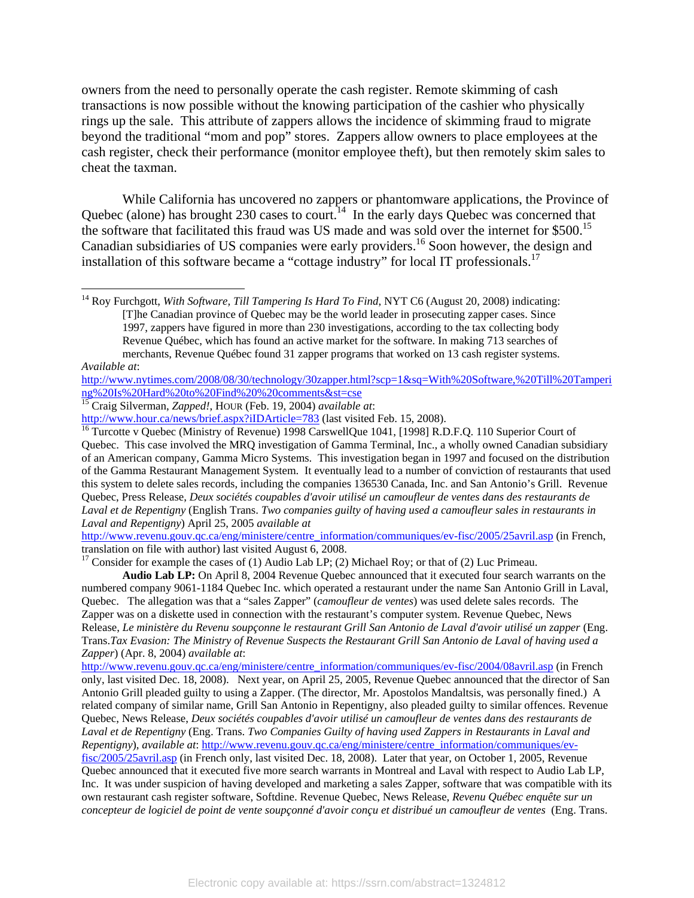owners from the need to personally operate the cash register. Remote skimming of cash transactions is now possible without the knowing participation of the cashier who physically rings up the sale. This attribute of zappers allows the incidence of skimming fraud to migrate beyond the traditional "mom and pop" stores. Zappers allow owners to place employees at the cash register, check their performance (monitor employee theft), but then remotely skim sales to cheat the taxman.

While California has uncovered no zappers or phantomware applications, the Province of Quebec (alone) has brought 230 cases to court.[14] In the early days Quebec was concerned that the software that facilitated this fraud was US made and was sold over the internet for $500.[15] Canadian subsidiaries of US companies were early providers.[16] Soon however, the design and installation of this software became a "cottage industry" for local IT professionals.[17]

---

[14] Roy Furchgott, *With Software, Till Tampering Is Hard To Find*, NYT C6 (August 20, 2008) indicating:

> [T]he Canadian province of Quebec may be the world leader in prosecuting zapper cases. Since 1997, zappers have figured in more than 230 investigations, according to the tax collecting body Revenue Québec, which has found an active market for the software. In making 713 searches of merchants, Revenue Québec found 31 zapper programs that worked on 13 cash register systems.

*Available at*: http://www.nytimes.com/2008/08/30/technology/30zapper.html?scp=1&sq=With%20Software,%20Till%20Tampering%20Is%20Hard%20to%20Find%20%20comments&st=cse

[15] Craig Silverman, *Zapped!*, HOUR (Feb. 19, 2004) *available at*: http://www.hour.ca/news/brief.aspx?iIDArticle=783 (last visited Feb. 15, 2008).

[16] Turcotte v Quebec (Ministry of Revenue) 1998 CarswellQue 1041, [1998] R.D.F.Q. 110 Superior Court of Quebec. This case involved the MRQ investigation of Gamma Terminal, Inc., a wholly owned Canadian subsidiary of an American company, Gamma Micro Systems. This investigation began in 1997 and focused on the distribution of the Gamma Restaurant Management System. It eventually lead to a number of conviction of restaurants that used this system to delete sales records, including the companies 136530 Canada, Inc. and San Antonio's Grill. Revenue Quebec, Press Release, *Deux sociétés coupables d'avoir utilisé un camoufleur de ventes dans des restaurants de Laval et de Repentigny* (English Trans. *Two companies guilty of having used a camoufleur sales in restaurants in Laval and Repentigny*) April 25, 2005 *available at* http://www.revenu.gouv.qc.ca/eng/ministere/centre_information/communiques/ev-fisc/2005/25avril.asp (in French, translation on file with author) last visited August 6, 2008.

[17] Consider for example the cases of (1) Audio Lab LP; (2) Michael Roy; or that of (2) Luc Primeau.

**Audio Lab LP:** On April 8, 2004 Revenue Quebec announced that it executed four search warrants on the numbered company 9061-1184 Quebec Inc. which operated a restaurant under the name San Antonio Grill in Laval, Quebec. The allegation was that a "sales Zapper" (*camoufleur de ventes*) was used delete sales records. The Zapper was on a diskette used in connection with the restaurant's computer system. Revenue Quebec, News Release, *Le ministère du Revenu soupçonne le restaurant Grill San Antonio de Laval d'avoir utilisé un zapper* (Eng. Trans.*Tax Evasion: The Ministry of Revenue Suspects the Restaurant Grill San Antonio de Laval of having used a Zapper*) (Apr. 8, 2004) *available at*: http://www.revenu.gouv.qc.ca/eng/ministere/centre_information/communiques/ev-fisc/2004/08avril.asp (in French only, last visited Dec. 18, 2008). Next year, on April 25, 2005, Revenue Quebec announced that the director of San Antonio Grill pleaded guilty to using a Zapper. (The director, Mr. Apostolos Mandaltsis, was personally fined.) A related company of similar name, Grill San Antonio in Repentigny, also pleaded guilty to similar offences. Revenue Quebec, News Release, *Deux sociétés coupables d'avoir utilisé un camoufleur de ventes dans des restaurants de Laval et de Repentigny* (Eng. Trans. *Two Companies Guilty of having used Zappers in Restaurants in Laval and Repentigny*), *available at*: http://www.revenu.gouv.qc.ca/eng/ministere/centre_information/communiques/ev-fisc/2005/25avril.asp (in French only, last visited Dec. 18, 2008). Later that year, on October 1, 2005, Revenue Quebec announced that it executed five more search warrants in Montreal and Laval with respect to Audio Lab LP, Inc. It was under suspicion of having developed and marketing a sales Zapper, software that was compatible with its own restaurant cash register software, Softdine. Revenue Quebec, News Release, *Revenu Québec enquête sur un concepteur de logiciel de point de vente soupçonné d'avoir conçu et distribué un camoufleur de ventes* (Eng. Trans.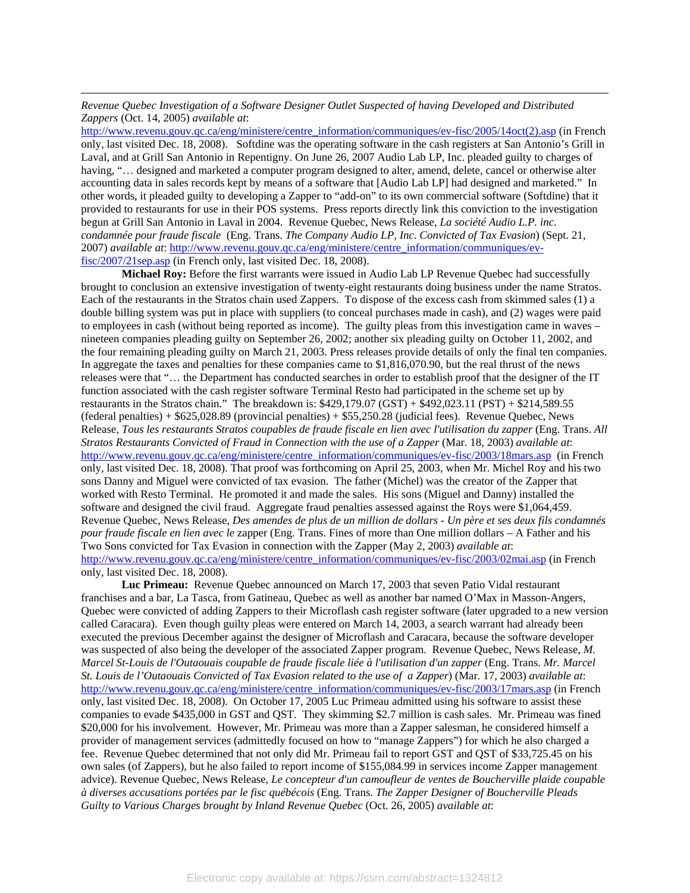*Revenue Quebec Investigation of a Software Designer Outlet Suspected of having Developed and Distributed Zappers* (Oct. 14, 2005) *available at*: http://www.revenu.gouv.qc.ca/eng/ministere/centre_information/communiques/ev-fisc/2005/14oct(2).asp (in French only, last visited Dec. 18, 2008). Softdine was the operating software in the cash registers at San Antonio's Grill in Laval, and at Grill San Antonio in Repentigny. On June 26, 2007 Audio Lab LP, Inc. pleaded guilty to charges of having, "… designed and marketed a computer program designed to alter, amend, delete, cancel or otherwise alter accounting data in sales records kept by means of a software that [Audio Lab LP] had designed and marketed." In other words, it pleaded guilty to developing a Zapper to "add-on" to its own commercial software (Softdine) that it provided to restaurants for use in their POS systems. Press reports directly link this conviction to the investigation begun at Grill San Antonio in Laval in 2004. Revenue Quebec, News Release, *La société Audio L.P. inc. condamnée pour fraude fiscale* (Eng. Trans. *The Company Audio LP, Inc. Convicted of Tax Evasion*) (Sept. 21, 2007) *available at*: http://www.revenu.gouv.qc.ca/eng/ministere/centre_information/communiques/ev-fisc/2007/21sep.asp (in French only, last visited Dec. 18, 2008).

**Michael Roy:** Before the first warrants were issued in Audio Lab LP Revenue Quebec had successfully brought to conclusion an extensive investigation of twenty-eight restaurants doing business under the name Stratos. Each of the restaurants in the Stratos chain used Zappers. To dispose of the excess cash from skimmed sales (1) a double billing system was put in place with suppliers (to conceal purchases made in cash), and (2) wages were paid to employees in cash (without being reported as income). The guilty pleas from this investigation came in waves – nineteen companies pleading guilty on September 26, 2002; another six pleading guilty on October 11, 2002, and the four remaining pleading guilty on March 21, 2003. Press releases provide details of only the final ten companies. In aggregate the taxes and penalties for these companies came to $1,816,070.90, but the real thrust of the news releases were that "… the Department has conducted searches in order to establish proof that the designer of the IT function associated with the cash register software Terminal Resto had participated in the scheme set up by restaurants in the Stratos chain." The breakdown is: $429,179.07 (GST) + $492,023.11 (PST) + $214,589.55 (federal penalties) + $625,028.89 (provincial penalties) + $55,250.28 (judicial fees). Revenue Quebec, News Release, *Tous les restaurants Stratos coupables de fraude fiscale en lien avec l'utilisation du zapper* (Eng. Trans. *All Stratos Restaurants Convicted of Fraud in Connection with the use of a Zapper* (Mar. 18, 2003) *available at*: http://www.revenu.gouv.qc.ca/eng/ministere/centre_information/communiques/ev-fisc/2003/18mars.asp (in French only, last visited Dec. 18, 2008). That proof was forthcoming on April 25, 2003, when Mr. Michel Roy and his two sons Danny and Miguel were convicted of tax evasion. The father (Michel) was the creator of the Zapper that worked with Resto Terminal. He promoted it and made the sales. His sons (Miguel and Danny) installed the software and designed the civil fraud. Aggregate fraud penalties assessed against the Roys were $1,064,459. Revenue Quebec, News Release, *Des amendes de plus de un million de dollars - Un père et ses deux fils condamnés pour fraude fiscale en lien avec le* zapper (Eng. Trans. Fines of more than One million dollars – A Father and his Two Sons convicted for Tax Evasion in connection with the Zapper (May 2, 2003) *available at*: http://www.revenu.gouv.qc.ca/eng/ministere/centre_information/communiques/ev-fisc/2003/02mai.asp (in French only, last visited Dec. 18, 2008).

**Luc Primeau:** Revenue Quebec announced on March 17, 2003 that seven Patio Vidal restaurant franchises and a bar, La Tasca, from Gatineau, Quebec as well as another bar named O'Max in Masson-Angers, Quebec were convicted of adding Zappers to their Microflash cash register software (later upgraded to a new version called Caracara). Even though guilty pleas were entered on March 14, 2003, a search warrant had already been executed the previous December against the designer of Microflash and Caracara, because the software developer was suspected of also being the developer of the associated Zapper program. Revenue Quebec, News Release, *M. Marcel St-Louis de l'Outaouais coupable de fraude fiscale liée à l'utilisation d'un zapper* (Eng. Trans. *Mr. Marcel St. Louis de l'Outaouais Convicted of Tax Evasion related to the use of a Zapper*) (Mar. 17, 2003) *available at*: http://www.revenu.gouv.qc.ca/eng/ministere/centre_information/communiques/ev-fisc/2003/17mars.asp (in French only, last visited Dec. 18, 2008). On October 17, 2005 Luc Primeau admitted using his software to assist these companies to evade $435,000 in GST and QST. They skimming $2.7 million is cash sales. Mr. Primeau was fined $20,000 for his involvement. However, Mr. Primeau was more than a Zapper salesman, he considered himself a provider of management services (admittedly focused on how to "manage Zappers") for which he also charged a fee. Revenue Quebec determined that not only did Mr. Primeau fail to report GST and QST of $33,725.45 on his own sales (of Zappers), but he also failed to report income of $155,084.99 in services income Zapper management advice). Revenue Quebec, News Release, *Le concepteur d'un camoufleur de ventes de Boucherville plaide coupable à diverses accusations portées par le fisc québécois* (Eng. Trans. *The Zapper Designer of Boucherville Pleads Guilty to Various Charges brought by Inland Revenue Quebec* (Oct. 26, 2005) *available at*: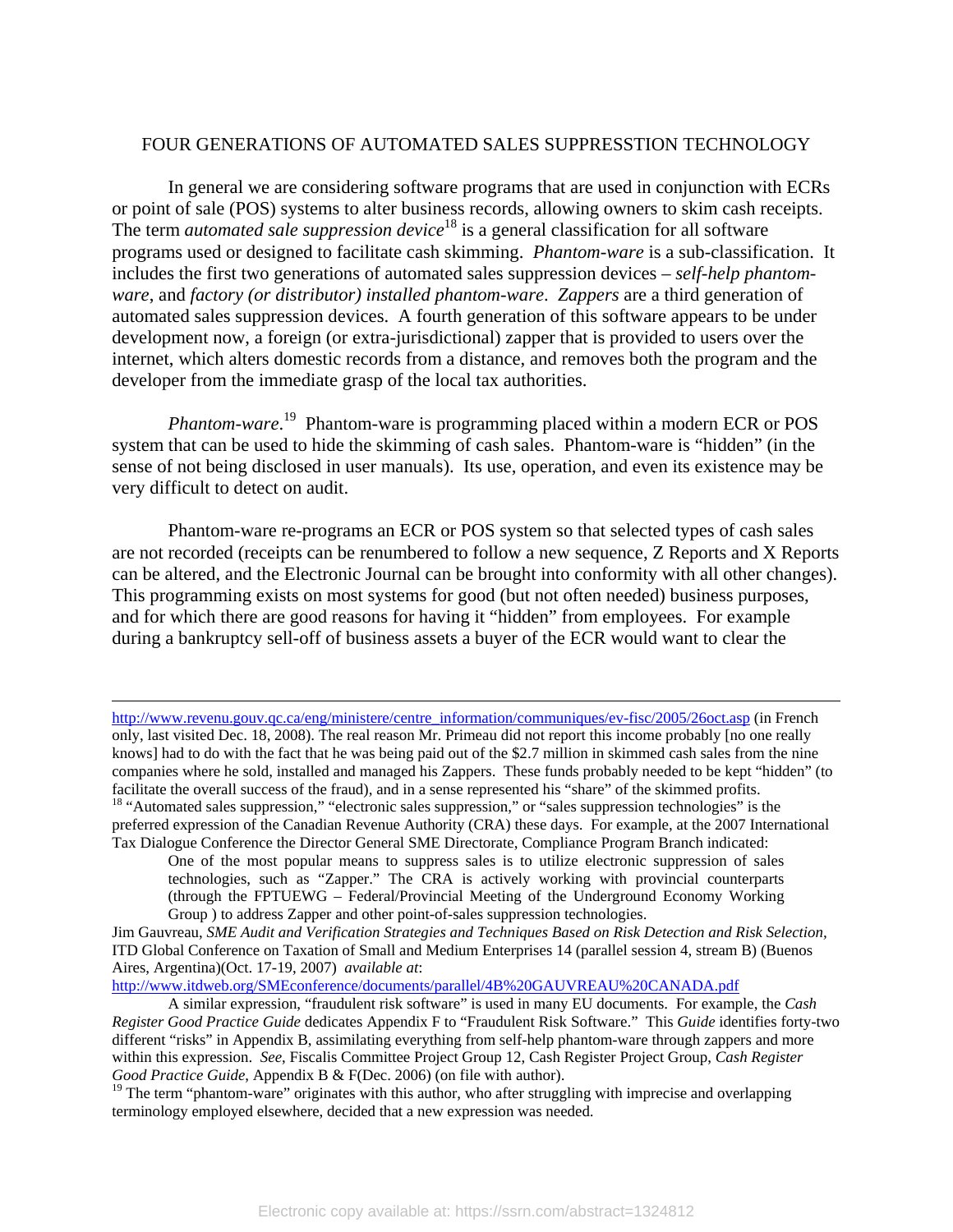FOUR GENERATIONS OF AUTOMATED SALES SUPPRESSTION TECHNOLOGY

In general we are considering software programs that are used in conjunction with ECRs or point of sale (POS) systems to alter business records, allowing owners to skim cash receipts. The term *automated sale suppression device*[18] is a general classification for all software programs used or designed to facilitate cash skimming. *Phantom-ware* is a sub-classification. It includes the first two generations of automated sales suppression devices – *self-help phantom-ware*, and *factory (or distributor) installed phantom-ware*. *Zappers* are a third generation of automated sales suppression devices. A fourth generation of this software appears to be under development now, a foreign (or extra-jurisdictional) zapper that is provided to users over the internet, which alters domestic records from a distance, and removes both the program and the developer from the immediate grasp of the local tax authorities.

*Phantom-ware.*[19] Phantom-ware is programming placed within a modern ECR or POS system that can be used to hide the skimming of cash sales. Phantom-ware is "hidden" (in the sense of not being disclosed in user manuals). Its use, operation, and even its existence may be very difficult to detect on audit.

Phantom-ware re-programs an ECR or POS system so that selected types of cash sales are not recorded (receipts can be renumbered to follow a new sequence, Z Reports and X Reports can be altered, and the Electronic Journal can be brought into conformity with all other changes). This programming exists on most systems for good (but not often needed) business purposes, and for which there are good reasons for having it "hidden" from employees. For example during a bankruptcy sell-off of business assets a buyer of the ECR would want to clear the

---

http://www.revenu.gouv.qc.ca/eng/ministere/centre_information/communiques/ev-fisc/2005/26oct.asp (in French only, last visited Dec. 18, 2008). The real reason Mr. Primeau did not report this income probably [no one really knows] had to do with the fact that he was being paid out of the $2.7 million in skimmed cash sales from the nine companies where he sold, installed and managed his Zappers. These funds probably needed to be kept "hidden" (to facilitate the overall success of the fraud), and in a sense represented his "share" of the skimmed profits.

[18] "Automated sales suppression," "electronic sales suppression," or "sales suppression technologies" is the preferred expression of the Canadian Revenue Authority (CRA) these days. For example, at the 2007 International Tax Dialogue Conference the Director General SME Directorate, Compliance Program Branch indicated:

> One of the most popular means to suppress sales is to utilize electronic suppression of sales technologies, such as "Zapper." The CRA is actively working with provincial counterparts (through the FPTUEWG – Federal/Provincial Meeting of the Underground Economy Working Group ) to address Zapper and other point-of-sales suppression technologies.

Jim Gauvreau, *SME Audit and Verification Strategies and Techniques Based on Risk Detection and Risk Selection,* ITD Global Conference on Taxation of Small and Medium Enterprises 14 (parallel session 4, stream B) (Buenos Aires, Argentina)(Oct. 17-19, 2007) *available at*: http://www.itdweb.org/SMEconference/documents/parallel/4B%20GAUVREAU%20CANADA.pdf

A similar expression, "fraudulent risk software" is used in many EU documents. For example, the *Cash Register Good Practice Guide* dedicates Appendix F to "Fraudulent Risk Software." This *Guide* identifies forty-two different "risks" in Appendix B, assimilating everything from self-help phantom-ware through zappers and more within this expression. *See*, Fiscalis Committee Project Group 12, Cash Register Project Group, *Cash Register Good Practice Guide*, Appendix B & F(Dec. 2006) (on file with author).

[19] The term "phantom-ware" originates with this author, who after struggling with imprecise and overlapping terminology employed elsewhere, decided that a new expression was needed.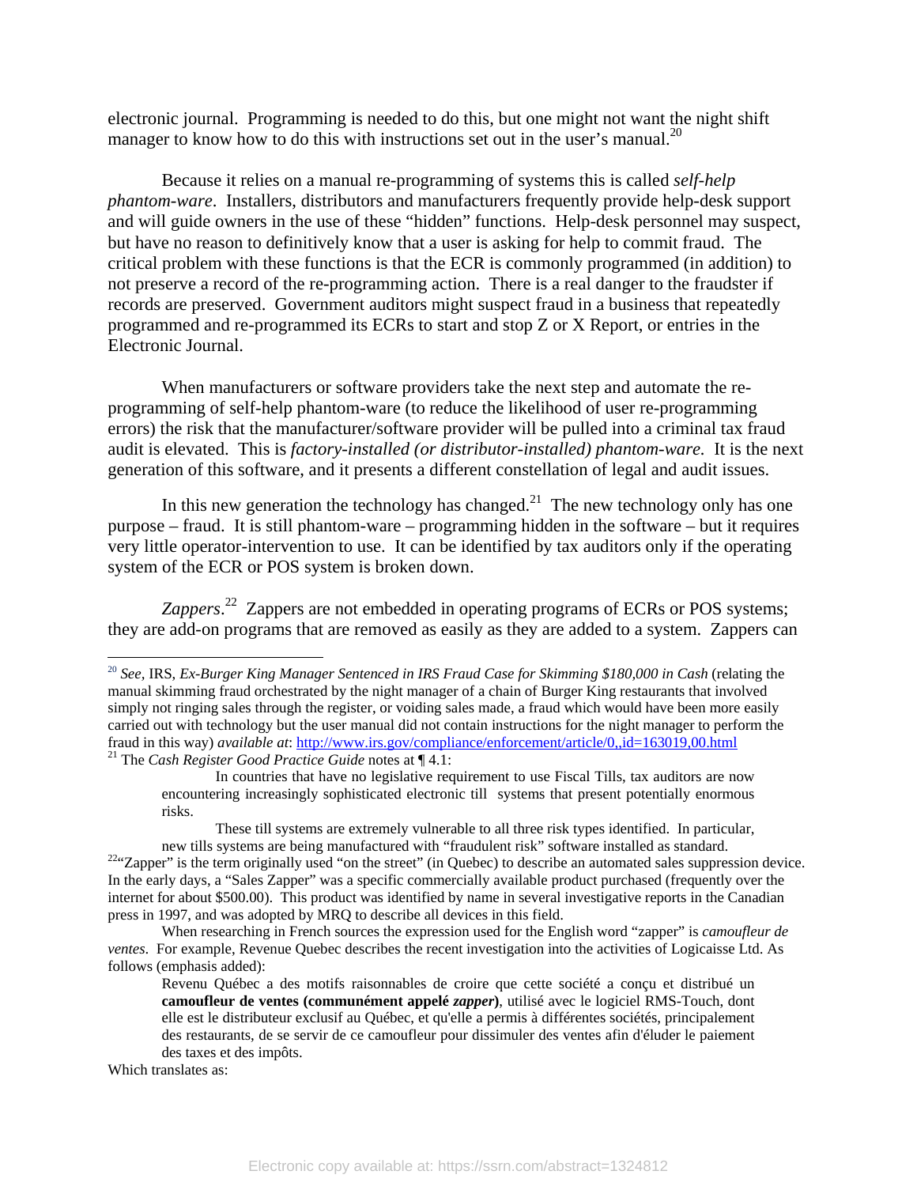electronic journal. Programming is needed to do this, but one might not want the night shift manager to know how to do this with instructions set out in the user's manual.[20]

Because it relies on a manual re-programming of systems this is called *self-help phantom-ware*. Installers, distributors and manufacturers frequently provide help-desk support and will guide owners in the use of these "hidden" functions. Help-desk personnel may suspect, but have no reason to definitively know that a user is asking for help to commit fraud. The critical problem with these functions is that the ECR is commonly programmed (in addition) to not preserve a record of the re-programming action. There is a real danger to the fraudster if records are preserved. Government auditors might suspect fraud in a business that repeatedly programmed and re-programmed its ECRs to start and stop Z or X Report, or entries in the Electronic Journal.

When manufacturers or software providers take the next step and automate the re-programming of self-help phantom-ware (to reduce the likelihood of user re-programming errors) the risk that the manufacturer/software provider will be pulled into a criminal tax fraud audit is elevated. This is *factory-installed (or distributor-installed) phantom-ware.* It is the next generation of this software, and it presents a different constellation of legal and audit issues.

In this new generation the technology has changed.[21] The new technology only has one purpose – fraud. It is still phantom-ware – programming hidden in the software – but it requires very little operator-intervention to use. It can be identified by tax auditors only if the operating system of the ECR or POS system is broken down.

*Zappers*.[22] Zappers are not embedded in operating programs of ECRs or POS systems; they are add-on programs that are removed as easily as they are added to a system. Zappers can

---

[20] *See,* IRS, *Ex-Burger King Manager Sentenced in IRS Fraud Case for Skimming $180,000 in Cash* (relating the manual skimming fraud orchestrated by the night manager of a chain of Burger King restaurants that involved simply not ringing sales through the register, or voiding sales made, a fraud which would have been more easily carried out with technology but the user manual did not contain instructions for the night manager to perform the fraud in this way) *available at*: http://www.irs.gov/compliance/enforcement/article/0,,id=163019,00.html

[21] The *Cash Register Good Practice Guide* notes at ¶ 4.1:

> In countries that have no legislative requirement to use Fiscal Tills, tax auditors are now encountering increasingly sophisticated electronic till systems that present potentially enormous risks.
>
> These till systems are extremely vulnerable to all three risk types identified. In particular, new tills systems are being manufactured with "fraudulent risk" software installed as standard.

[22] "Zapper" is the term originally used "on the street" (in Quebec) to describe an automated sales suppression device. In the early days, a "Sales Zapper" was a specific commercially available product purchased (frequently over the internet for about $500.00). This product was identified by name in several investigative reports in the Canadian press in 1997, and was adopted by MRQ to describe all devices in this field.

When researching in French sources the expression used for the English word "zapper" is *camoufleur de ventes*. For example, Revenue Quebec describes the recent investigation into the activities of Logicaisse Ltd. As follows (emphasis added):

> Revenu Québec a des motifs raisonnables de croire que cette société a conçu et distribué un **camoufleur de ventes (communément appelé *zapper*)**, utilisé avec le logiciel RMS-Touch, dont elle est le distributeur exclusif au Québec, et qu'elle a permis à différentes sociétés, principalement des restaurants, de se servir de ce camoufleur pour dissimuler des ventes afin d'éluder le paiement des taxes et des impôts.

Which translates as: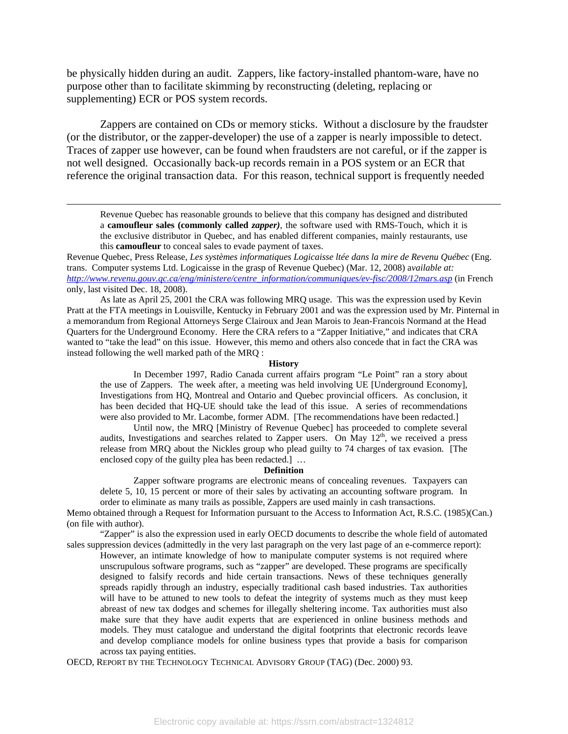be physically hidden during an audit. Zappers, like factory-installed phantom-ware, have no purpose other than to facilitate skimming by reconstructing (deleting, replacing or supplementing) ECR or POS system records.

Zappers are contained on CDs or memory sticks. Without a disclosure by the fraudster (or the distributor, or the zapper-developer) the use of a zapper is nearly impossible to detect. Traces of zapper use however, can be found when fraudsters are not careful, or if the zapper is not well designed. Occasionally back-up records remain in a POS system or an ECR that reference the original transaction data. For this reason, technical support is frequently needed

---

> Revenue Quebec has reasonable grounds to believe that this company has designed and distributed a **camoufleur sales (commonly called *zapper)***, the software used with RMS-Touch, which it is the exclusive distributor in Quebec, and has enabled different companies, mainly restaurants, use this **camoufleur** to conceal sales to evade payment of taxes.

Revenue Quebec, Press Release, *Les systèmes informatiques Logicaisse ltée dans la mire de Revenu Québec* (Eng. trans. Computer systems Ltd. Logicaisse in the grasp of Revenue Quebec) (Mar. 12, 2008) *available at: http://www.revenu.gouv.qc.ca/eng/ministere/centre_information/communiques/ev-fisc/2008/12mars.asp* (in French only, last visited Dec. 18, 2008).

As late as April 25, 2001 the CRA was following MRQ usage. This was the expression used by Kevin Pratt at the FTA meetings in Louisville, Kentucky in February 2001 and was the expression used by Mr. Pinternal in a memorandum from Regional Attorneys Serge Clairoux and Jean Marois to Jean-Francois Normand at the Head Quarters for the Underground Economy. Here the CRA refers to a "Zapper Initiative," and indicates that CRA wanted to "take the lead" on this issue. However, this memo and others also concede that in fact the CRA was instead following the well marked path of the MRQ :

> **History**
>
> In December 1997, Radio Canada current affairs program "Le Point" ran a story about the use of Zappers. The week after, a meeting was held involving UE [Underground Economy], Investigations from HQ, Montreal and Ontario and Quebec provincial officers. As conclusion, it has been decided that HQ-UE should take the lead of this issue. A series of recommendations were also provided to Mr. Lacombe, former ADM. [The recommendations have been redacted.]
>
> Until now, the MRQ [Ministry of Revenue Quebec] has proceeded to complete several audits, Investigations and searches related to Zapper users. On May 12th, we received a press release from MRQ about the Nickles group who plead guilty to 74 charges of tax evasion. [The enclosed copy of the guilty plea has been redacted.] …
>
> **Definition**
>
> Zapper software programs are electronic means of concealing revenues. Taxpayers can delete 5, 10, 15 percent or more of their sales by activating an accounting software program. In order to eliminate as many trails as possible, Zappers are used mainly in cash transactions.

Memo obtained through a Request for Information pursuant to the Access to Information Act, R.S.C. (1985)(Can.) (on file with author).

"Zapper" is also the expression used in early OECD documents to describe the whole field of automated sales suppression devices (admittedly in the very last paragraph on the very last page of an e-commerce report):

> However, an intimate knowledge of how to manipulate computer systems is not required where unscrupulous software programs, such as "zapper" are developed. These programs are specifically designed to falsify records and hide certain transactions. News of these techniques generally spreads rapidly through an industry, especially traditional cash based industries. Tax authorities will have to be attuned to new tools to defeat the integrity of systems much as they must keep abreast of new tax dodges and schemes for illegally sheltering income. Tax authorities must also make sure that they have audit experts that are experienced in online business methods and models. They must catalogue and understand the digital footprints that electronic records leave and develop compliance models for online business types that provide a basis for comparison across tax paying entities.

OECD, REPORT BY THE TECHNOLOGY TECHNICAL ADVISORY GROUP (TAG) (Dec. 2000) 93.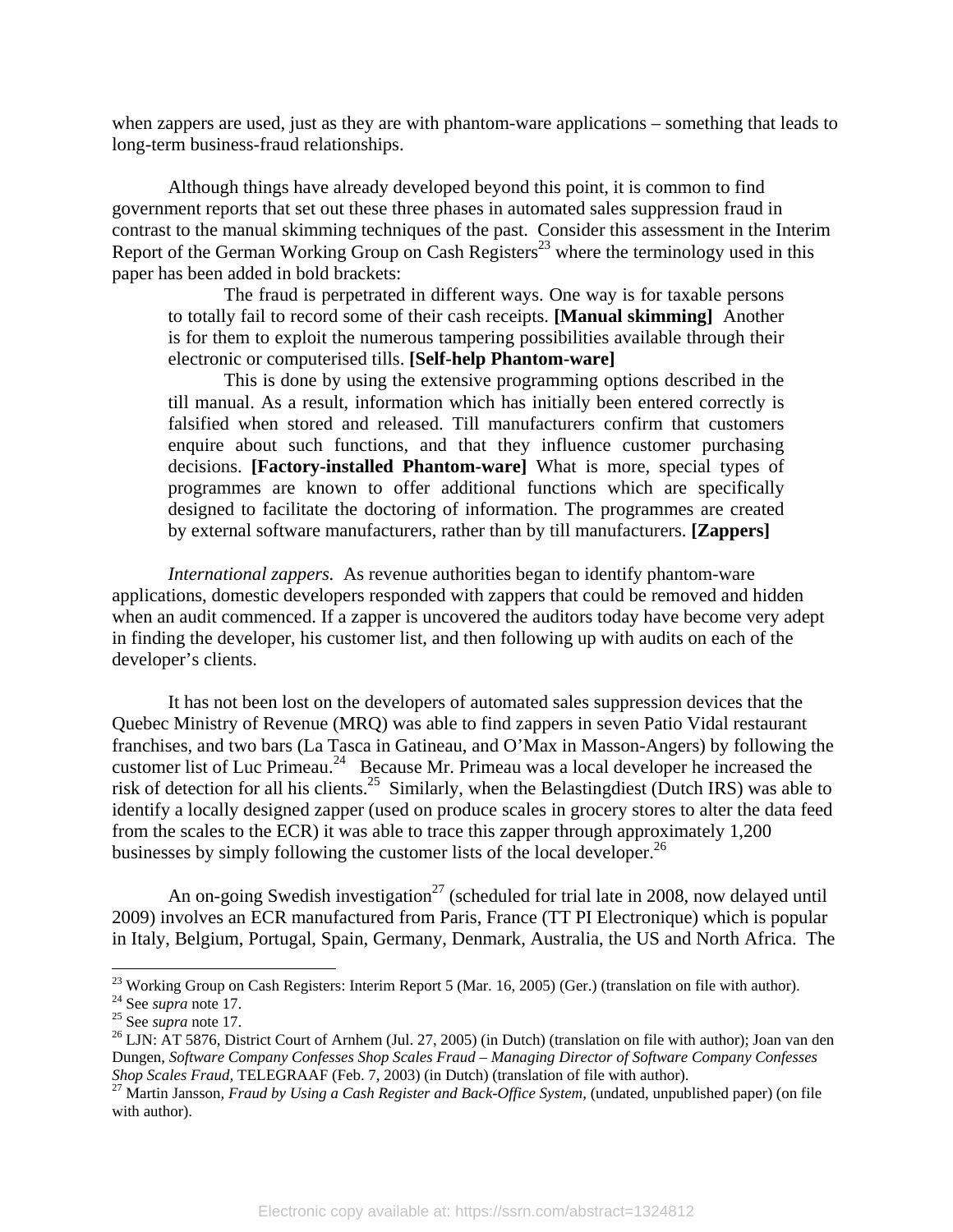when zappers are used, just as they are with phantom-ware applications – something that leads to long-term business-fraud relationships.

Although things have already developed beyond this point, it is common to find government reports that set out these three phases in automated sales suppression fraud in contrast to the manual skimming techniques of the past. Consider this assessment in the Interim Report of the German Working Group on Cash Registers[23] where the terminology used in this paper has been added in bold brackets:

> The fraud is perpetrated in different ways. One way is for taxable persons to totally fail to record some of their cash receipts. **[Manual skimming]** Another is for them to exploit the numerous tampering possibilities available through their electronic or computerised tills. **[Self-help Phantom-ware]**
>
> This is done by using the extensive programming options described in the till manual. As a result, information which has initially been entered correctly is falsified when stored and released. Till manufacturers confirm that customers enquire about such functions, and that they influence customer purchasing decisions. **[Factory-installed Phantom-ware]** What is more, special types of programmes are known to offer additional functions which are specifically designed to facilitate the doctoring of information. The programmes are created by external software manufacturers, rather than by till manufacturers. **[Zappers]**

*International zappers.* As revenue authorities began to identify phantom-ware applications, domestic developers responded with zappers that could be removed and hidden when an audit commenced. If a zapper is uncovered the auditors today have become very adept in finding the developer, his customer list, and then following up with audits on each of the developer's clients.

It has not been lost on the developers of automated sales suppression devices that the Quebec Ministry of Revenue (MRQ) was able to find zappers in seven Patio Vidal restaurant franchises, and two bars (La Tasca in Gatineau, and O'Max in Masson-Angers) by following the customer list of Luc Primeau.[24] Because Mr. Primeau was a local developer he increased the risk of detection for all his clients.[25] Similarly, when the Belastingdiest (Dutch IRS) was able to identify a locally designed zapper (used on produce scales in grocery stores to alter the data feed from the scales to the ECR) it was able to trace this zapper through approximately 1,200 businesses by simply following the customer lists of the local developer.[26]

An on-going Swedish investigation[27] (scheduled for trial late in 2008, now delayed until 2009) involves an ECR manufactured from Paris, France (TT PI Electronique) which is popular in Italy, Belgium, Portugal, Spain, Germany, Denmark, Australia, the US and North Africa. The

---

[23] Working Group on Cash Registers: Interim Report 5 (Mar. 16, 2005) (Ger.) (translation on file with author).

[24] See *supra* note 17.

[25] See *supra* note 17.

[26] LJN: AT 5876, District Court of Arnhem (Jul. 27, 2005) (in Dutch) (translation on file with author); Joan van den Dungen, *Software Company Confesses Shop Scales Fraud – Managing Director of Software Company Confesses Shop Scales Fraud*, TELEGRAAF (Feb. 7, 2003) (in Dutch) (translation of file with author).

[27] Martin Jansson, *Fraud by Using a Cash Register and Back-Office System*, (undated, unpublished paper) (on file with author).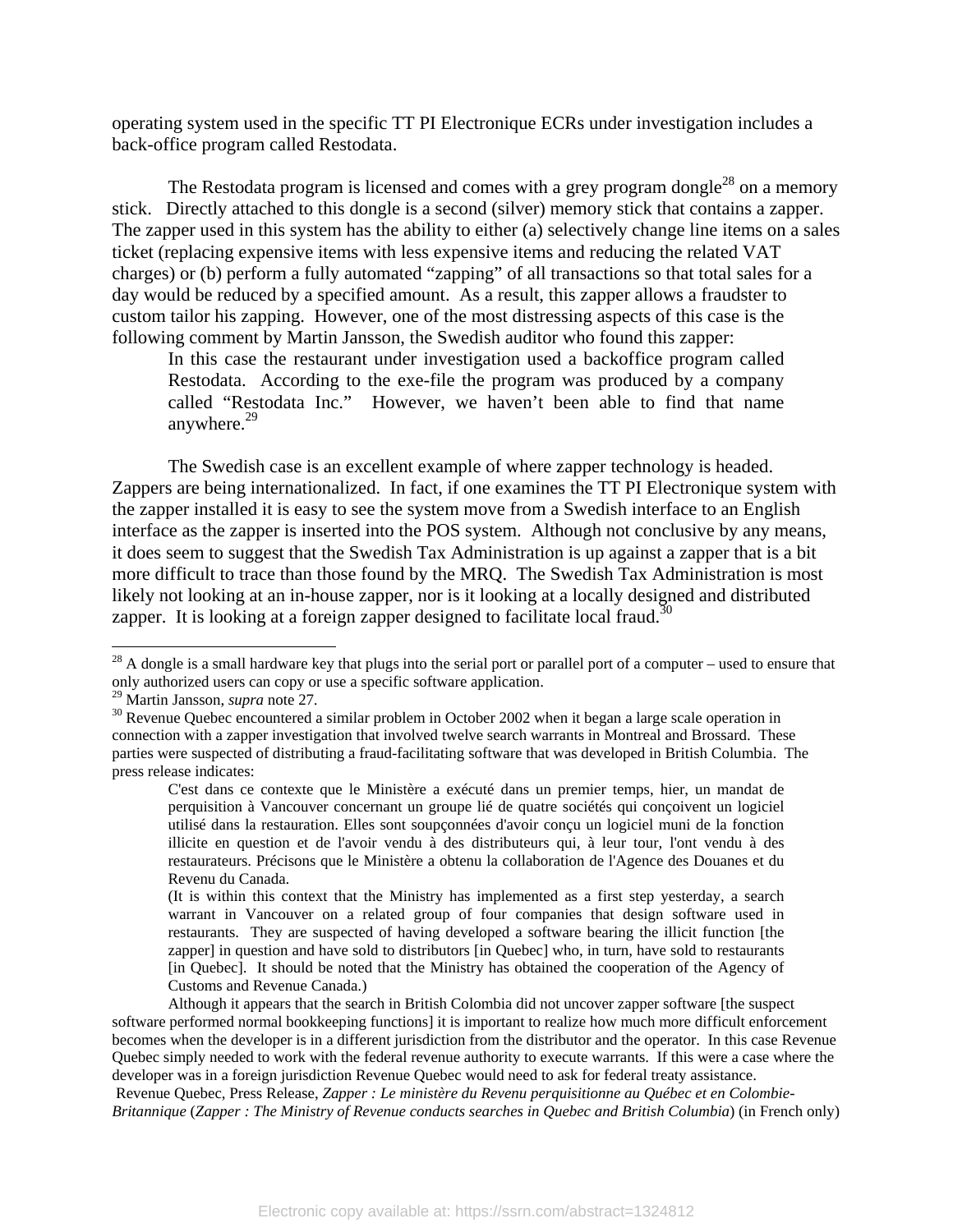operating system used in the specific TT PI Electronique ECRs under investigation includes a back-office program called Restodata.

The Restodata program is licensed and comes with a grey program dongle[28] on a memory stick. Directly attached to this dongle is a second (silver) memory stick that contains a zapper. The zapper used in this system has the ability to either (a) selectively change line items on a sales ticket (replacing expensive items with less expensive items and reducing the related VAT charges) or (b) perform a fully automated "zapping" of all transactions so that total sales for a day would be reduced by a specified amount. As a result, this zapper allows a fraudster to custom tailor his zapping. However, one of the most distressing aspects of this case is the following comment by Martin Jansson, the Swedish auditor who found this zapper:

> In this case the restaurant under investigation used a backoffice program called Restodata. According to the exe-file the program was produced by a company called "Restodata Inc." However, we haven't been able to find that name anywhere.[29]

The Swedish case is an excellent example of where zapper technology is headed. Zappers are being internationalized. In fact, if one examines the TT PI Electronique system with the zapper installed it is easy to see the system move from a Swedish interface to an English interface as the zapper is inserted into the POS system. Although not conclusive by any means, it does seem to suggest that the Swedish Tax Administration is up against a zapper that is a bit more difficult to trace than those found by the MRQ. The Swedish Tax Administration is most likely not looking at an in-house zapper, nor is it looking at a locally designed and distributed zapper. It is looking at a foreign zapper designed to facilitate local fraud.[30]

---

[28] A dongle is a small hardware key that plugs into the serial port or parallel port of a computer – used to ensure that only authorized users can copy or use a specific software application.

[29] Martin Jansson, *supra* note 27.

[30] Revenue Quebec encountered a similar problem in October 2002 when it began a large scale operation in connection with a zapper investigation that involved twelve search warrants in Montreal and Brossard. These parties were suspected of distributing a fraud-facilitating software that was developed in British Columbia. The press release indicates:

> C'est dans ce contexte que le Ministère a exécuté dans un premier temps, hier, un mandat de perquisition à Vancouver concernant un groupe lié de quatre sociétés qui conçoivent un logiciel utilisé dans la restauration. Elles sont soupçonnées d'avoir conçu un logiciel muni de la fonction illicite en question et de l'avoir vendu à des distributeurs qui, à leur tour, l'ont vendu à des restaurateurs. Précisons que le Ministère a obtenu la collaboration de l'Agence des Douanes et du Revenu du Canada.
>
> (It is within this context that the Ministry has implemented as a first step yesterday, a search warrant in Vancouver on a related group of four companies that design software used in restaurants. They are suspected of having developed a software bearing the illicit function [the zapper] in question and have sold to distributors [in Quebec] who, in turn, have sold to restaurants [in Quebec]. It should be noted that the Ministry has obtained the cooperation of the Agency of Customs and Revenue Canada.)

Although it appears that the search in British Colombia did not uncover zapper software [the suspect software performed normal bookkeeping functions] it is important to realize how much more difficult enforcement becomes when the developer is in a different jurisdiction from the distributor and the operator. In this case Revenue Quebec simply needed to work with the federal revenue authority to execute warrants. If this were a case where the developer was in a foreign jurisdiction Revenue Quebec would need to ask for federal treaty assistance.

Revenue Quebec, Press Release, *Zapper : Le ministère du Revenu perquisitionne au Québec et en Colombie-Britannique* (*Zapper : The Ministry of Revenue conducts searches in Quebec and British Columbia*) (in French only)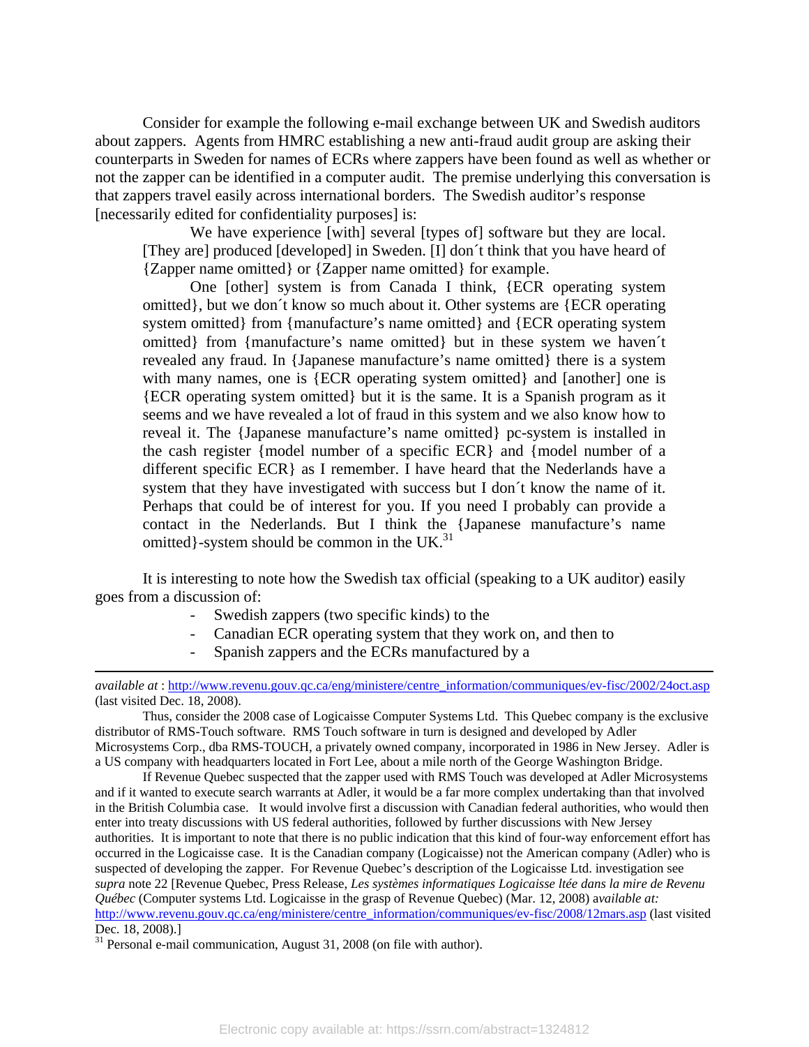Consider for example the following e-mail exchange between UK and Swedish auditors about zappers. Agents from HMRC establishing a new anti-fraud audit group are asking their counterparts in Sweden for names of ECRs where zappers have been found as well as whether or not the zapper can be identified in a computer audit. The premise underlying this conversation is that zappers travel easily across international borders. The Swedish auditor's response [necessarily edited for confidentiality purposes] is:

> We have experience [with] several [types of] software but they are local. [They are] produced [developed] in Sweden. [I] don´t think that you have heard of {Zapper name omitted} or {Zapper name omitted} for example.
>
> One [other] system is from Canada I think, {ECR operating system omitted}, but we don´t know so much about it. Other systems are {ECR operating system omitted} from {manufacture's name omitted} and {ECR operating system omitted} from {manufacture's name omitted} but in these system we haven´t revealed any fraud. In {Japanese manufacture's name omitted} there is a system with many names, one is {ECR operating system omitted} and [another] one is {ECR operating system omitted} but it is the same. It is a Spanish program as it seems and we have revealed a lot of fraud in this system and we also know how to reveal it. The {Japanese manufacture's name omitted} pc-system is installed in the cash register {model number of a specific ECR} and {model number of a different specific ECR} as I remember. I have heard that the Nederlands have a system that they have investigated with success but I don´t know the name of it. Perhaps that could be of interest for you. If you need I probably can provide a contact in the Nederlands. But I think the {Japanese manufacture's name omitted}-system should be common in the UK.[31]

It is interesting to note how the Swedish tax official (speaking to a UK auditor) easily goes from a discussion of:

- Swedish zappers (two specific kinds) to the
- Canadian ECR operating system that they work on, and then to
- Spanish zappers and the ECRs manufactured by a

---

*available at* : http://www.revenu.gouv.qc.ca/eng/ministere/centre_information/communiques/ev-fisc/2002/24oct.asp (last visited Dec. 18, 2008).

Thus, consider the 2008 case of Logicaisse Computer Systems Ltd. This Quebec company is the exclusive distributor of RMS-Touch software. RMS Touch software in turn is designed and developed by Adler Microsystems Corp., dba RMS-TOUCH, a privately owned company, incorporated in 1986 in New Jersey. Adler is a US company with headquarters located in Fort Lee, about a mile north of the George Washington Bridge.

If Revenue Quebec suspected that the zapper used with RMS Touch was developed at Adler Microsystems and if it wanted to execute search warrants at Adler, it would be a far more complex undertaking than that involved in the British Columbia case. It would involve first a discussion with Canadian federal authorities, who would then enter into treaty discussions with US federal authorities, followed by further discussions with New Jersey authorities. It is important to note that there is no public indication that this kind of four-way enforcement effort has occurred in the Logicaisse case. It is the Canadian company (Logicaisse) not the American company (Adler) who is suspected of developing the zapper. For Revenue Quebec's description of the Logicaisse Ltd. investigation see *supra* note 22 [Revenue Quebec, Press Release, *Les systèmes informatiques Logicaisse ltée dans la mire de Revenu Québec* (Computer systems Ltd. Logicaisse in the grasp of Revenue Quebec) (Mar. 12, 2008) *available at:* http://www.revenu.gouv.qc.ca/eng/ministere/centre_information/communiques/ev-fisc/2008/12mars.asp (last visited Dec. 18, 2008).]

[31] Personal e-mail communication, August 31, 2008 (on file with author).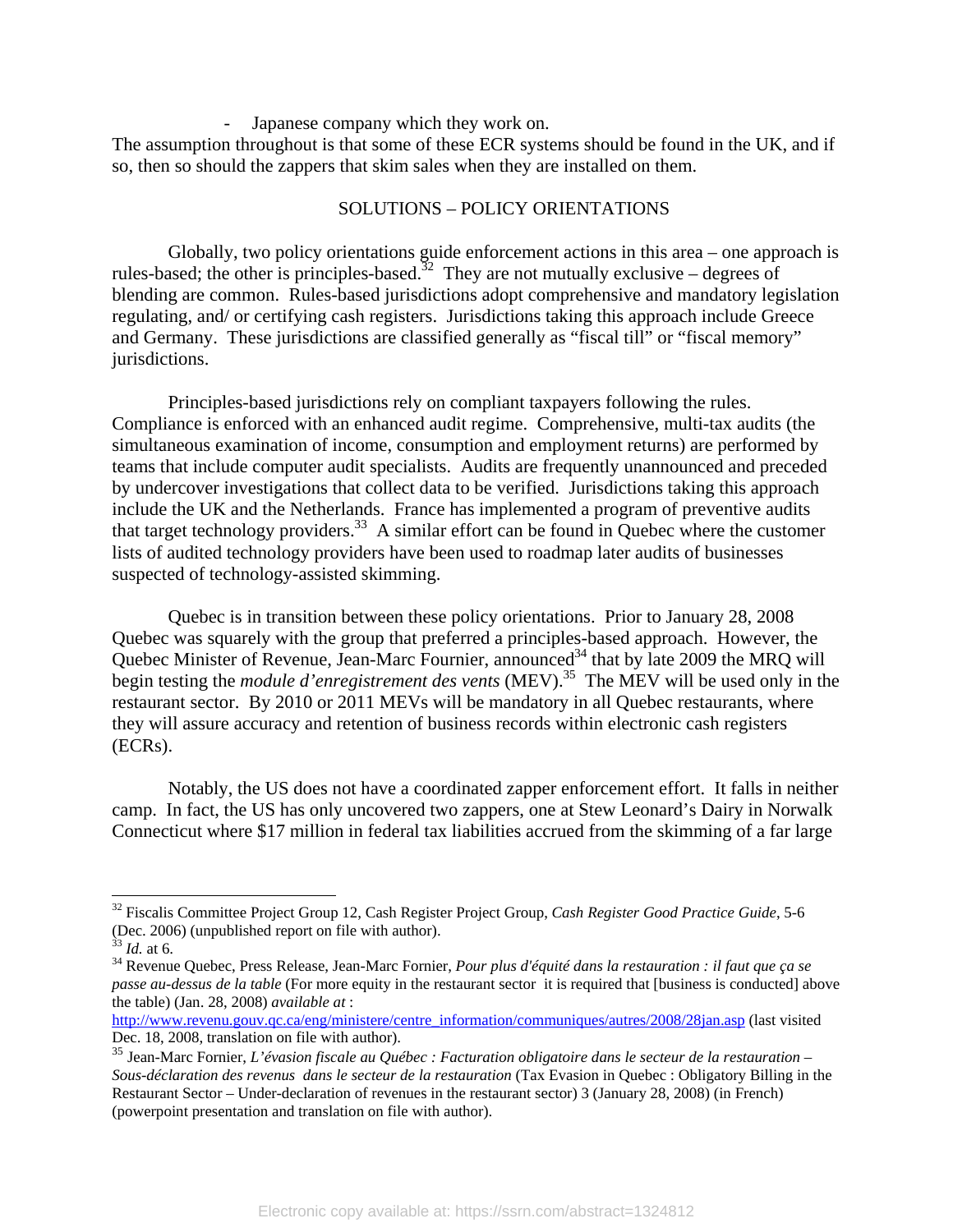- Japanese company which they work on.

The assumption throughout is that some of these ECR systems should be found in the UK, and if so, then so should the zappers that skim sales when they are installed on them.

## SOLUTIONS – POLICY ORIENTATIONS

Globally, two policy orientations guide enforcement actions in this area – one approach is rules-based; the other is principles-based.[32] They are not mutually exclusive – degrees of blending are common. Rules-based jurisdictions adopt comprehensive and mandatory legislation regulating, and/ or certifying cash registers. Jurisdictions taking this approach include Greece and Germany. These jurisdictions are classified generally as "fiscal till" or "fiscal memory" jurisdictions.

Principles-based jurisdictions rely on compliant taxpayers following the rules. Compliance is enforced with an enhanced audit regime. Comprehensive, multi-tax audits (the simultaneous examination of income, consumption and employment returns) are performed by teams that include computer audit specialists. Audits are frequently unannounced and preceded by undercover investigations that collect data to be verified. Jurisdictions taking this approach include the UK and the Netherlands. France has implemented a program of preventive audits that target technology providers.[33] A similar effort can be found in Quebec where the customer lists of audited technology providers have been used to roadmap later audits of businesses suspected of technology-assisted skimming.

Quebec is in transition between these policy orientations. Prior to January 28, 2008 Quebec was squarely with the group that preferred a principles-based approach. However, the Quebec Minister of Revenue, Jean-Marc Fournier, announced[34] that by late 2009 the MRQ will begin testing the *module d'enregistrement des ventes* (MEV).[35] The MEV will be used only in the restaurant sector. By 2010 or 2011 MEVs will be mandatory in all Quebec restaurants, where they will assure accuracy and retention of business records within electronic cash registers (ECRs).

Notably, the US does not have a coordinated zapper enforcement effort. It falls in neither camp. In fact, the US has only uncovered two zappers, one at Stew Leonard's Dairy in Norwalk Connecticut where $17 million in federal tax liabilities accrued from the skimming of a far large

---

[32] Fiscalis Committee Project Group 12, Cash Register Project Group, *Cash Register Good Practice Guide*, 5-6 (Dec. 2006) (unpublished report on file with author).

[33] *Id.* at 6.

[34] Revenue Quebec, Press Release, Jean-Marc Fornier, *Pour plus d'équité dans la restauration : il faut que ça se passe au-dessus de la table* (For more equity in the restaurant sector it is required that [business is conducted] above the table) (Jan. 28, 2008) *available at* : http://www.revenu.gouv.qc.ca/eng/ministere/centre_information/communiques/autres/2008/28jan.asp (last visited Dec. 18, 2008, translation on file with author).

[35] Jean-Marc Fornier, *L'évasion fiscale au Québec : Facturation obligatoire dans le secteur de la restauration – Sous-déclaration des revenus dans le secteur de la restauration* (Tax Evasion in Quebec : Obligatory Billing in the Restaurant Sector – Under-declaration of revenues in the restaurant sector) 3 (January 28, 2008) (in French) (powerpoint presentation and translation on file with author).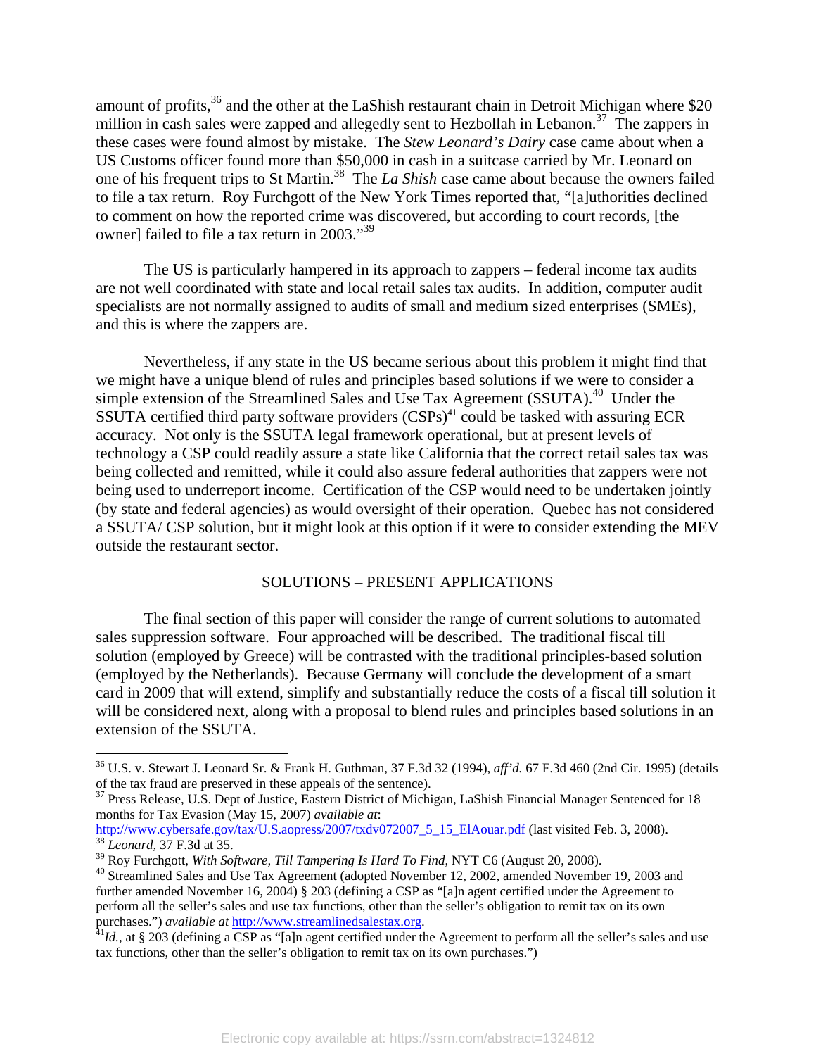amount of profits,[36] and the other at the LaShish restaurant chain in Detroit Michigan where $20 million in cash sales were zapped and allegedly sent to Hezbollah in Lebanon.[37] The zappers in these cases were found almost by mistake. The *Stew Leonard's Dairy* case came about when a US Customs officer found more than $50,000 in cash in a suitcase carried by Mr. Leonard on one of his frequent trips to St Martin.[38] The *La Shish* case came about because the owners failed to file a tax return. Roy Furchgott of the New York Times reported that, "[a]uthorities declined to comment on how the reported crime was discovered, but according to court records, [the owner] failed to file a tax return in 2003."[39]

The US is particularly hampered in its approach to zappers – federal income tax audits are not well coordinated with state and local retail sales tax audits. In addition, computer audit specialists are not normally assigned to audits of small and medium sized enterprises (SMEs), and this is where the zappers are.

Nevertheless, if any state in the US became serious about this problem it might find that we might have a unique blend of rules and principles based solutions if we were to consider a simple extension of the Streamlined Sales and Use Tax Agreement (SSUTA).[40] Under the SSUTA certified third party software providers (CSPs)[41] could be tasked with assuring ECR accuracy. Not only is the SSUTA legal framework operational, but at present levels of technology a CSP could readily assure a state like California that the correct retail sales tax was being collected and remitted, while it could also assure federal authorities that zappers were not being used to underreport income. Certification of the CSP would need to be undertaken jointly (by state and federal agencies) as would oversight of their operation. Quebec has not considered a SSUTA/ CSP solution, but it might look at this option if it were to consider extending the MEV outside the restaurant sector.

## SOLUTIONS – PRESENT APPLICATIONS

The final section of this paper will consider the range of current solutions to automated sales suppression software. Four approached will be described. The traditional fiscal till solution (employed by Greece) will be contrasted with the traditional principles-based solution (employed by the Netherlands). Because Germany will conclude the development of a smart card in 2009 that will extend, simplify and substantially reduce the costs of a fiscal till solution it will be considered next, along with a proposal to blend rules and principles based solutions in an extension of the SSUTA.

---

[36] U.S. v. Stewart J. Leonard Sr. & Frank H. Guthman, 37 F.3d 32 (1994), *aff'd.* 67 F.3d 460 (2nd Cir. 1995) (details of the tax fraud are preserved in these appeals of the sentence).

[37] Press Release, U.S. Dept of Justice, Eastern District of Michigan, LaShish Financial Manager Sentenced for 18 months for Tax Evasion (May 15, 2007) *available at*: http://www.cybersafe.gov/tax/U.S.aopress/2007/txdv072007_5_15_ElAouar.pdf (last visited Feb. 3, 2008).

[38] *Leonard*, 37 F.3d at 35.

[39] Roy Furchgott, *With Software, Till Tampering Is Hard To Find*, NYT C6 (August 20, 2008).

[40] Streamlined Sales and Use Tax Agreement (adopted November 12, 2002, amended November 19, 2003 and further amended November 16, 2004) § 203 (defining a CSP as "[a]n agent certified under the Agreement to perform all the seller's sales and use tax functions, other than the seller's obligation to remit tax on its own purchases.") *available at* http://www.streamlinedsalestax.org.

[41] *Id.*, at § 203 (defining a CSP as "[a]n agent certified under the Agreement to perform all the seller's sales and use tax functions, other than the seller's obligation to remit tax on its own purchases.")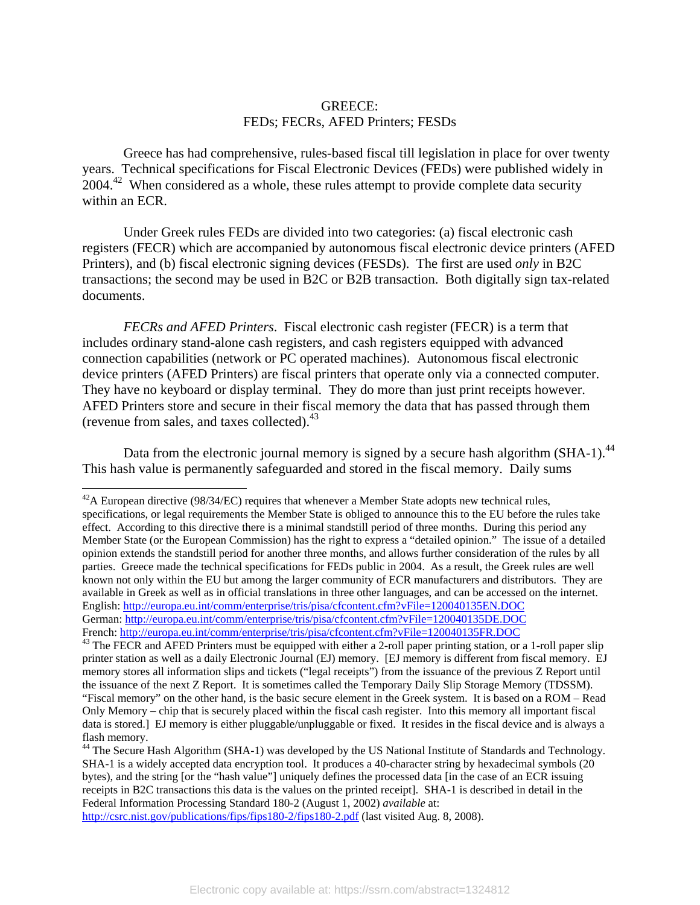GREECE:
FEDs; FECRs, AFED Printers; FESDs

Greece has had comprehensive, rules-based fiscal till legislation in place for over twenty years. Technical specifications for Fiscal Electronic Devices (FEDs) were published widely in 2004.[42] When considered as a whole, these rules attempt to provide complete data security within an ECR.

Under Greek rules FEDs are divided into two categories: (a) fiscal electronic cash registers (FECR) which are accompanied by autonomous fiscal electronic device printers (AFED Printers), and (b) fiscal electronic signing devices (FESDs). The first are used *only* in B2C transactions; the second may be used in B2C or B2B transaction. Both digitally sign tax-related documents.

*FECRs and AFED Printers*. Fiscal electronic cash register (FECR) is a term that includes ordinary stand-alone cash registers, and cash registers equipped with advanced connection capabilities (network or PC operated machines). Autonomous fiscal electronic device printers (AFED Printers) are fiscal printers that operate only via a connected computer. They have no keyboard or display terminal. They do more than just print receipts however. AFED Printers store and secure in their fiscal memory the data that has passed through them (revenue from sales, and taxes collected).[43]

Data from the electronic journal memory is signed by a secure hash algorithm (SHA-1).[44] This hash value is permanently safeguarded and stored in the fiscal memory. Daily sums

---

[42] A European directive (98/34/EC) requires that whenever a Member State adopts new technical rules, specifications, or legal requirements the Member State is obliged to announce this to the EU before the rules take effect. According to this directive there is a minimal standstill period of three months. During this period any Member State (or the European Commission) has the right to express a "detailed opinion." The issue of a detailed opinion extends the standstill period for another three months, and allows further consideration of the rules by all parties. Greece made the technical specifications for FEDs public in 2004. As a result, the Greek rules are well known not only within the EU but among the larger community of ECR manufacturers and distributors. They are available in Greek as well as in official translations in three other languages, and can be accessed on the internet.
English: http://europa.eu.int/comm/enterprise/tris/pisa/cfcontent.cfm?vFile=120040135EN.DOC
German: http://europa.eu.int/comm/enterprise/tris/pisa/cfcontent.cfm?vFile=120040135DE.DOC
French: http://europa.eu.int/comm/enterprise/tris/pisa/cfcontent.cfm?vFile=120040135FR.DOC

[43] The FECR and AFED Printers must be equipped with either a 2-roll paper printing station, or a 1-roll paper slip printer station as well as a daily Electronic Journal (EJ) memory. [EJ memory is different from fiscal memory. EJ memory stores all information slips and tickets ("legal receipts") from the issuance of the previous Z Report until the issuance of the next Z Report. It is sometimes called the Temporary Daily Slip Storage Memory (TDSSM). "Fiscal memory" on the other hand, is the basic secure element in the Greek system. It is based on a ROM – Read Only Memory – chip that is securely placed within the fiscal cash register. Into this memory all important fiscal data is stored.] EJ memory is either pluggable/unpluggable or fixed. It resides in the fiscal device and is always a flash memory.

[44] The Secure Hash Algorithm (SHA-1) was developed by the US National Institute of Standards and Technology. SHA-1 is a widely accepted data encryption tool. It produces a 40-character string by hexadecimal symbols (20 bytes), and the string [or the "hash value"] uniquely defines the processed data [in the case of an ECR issuing receipts in B2C transactions this data is the values on the printed receipt]. SHA-1 is described in detail in the Federal Information Processing Standard 180-2 (August 1, 2002) *available* at: http://csrc.nist.gov/publications/fips/fips180-2/fips180-2.pdf (last visited Aug. 8, 2008).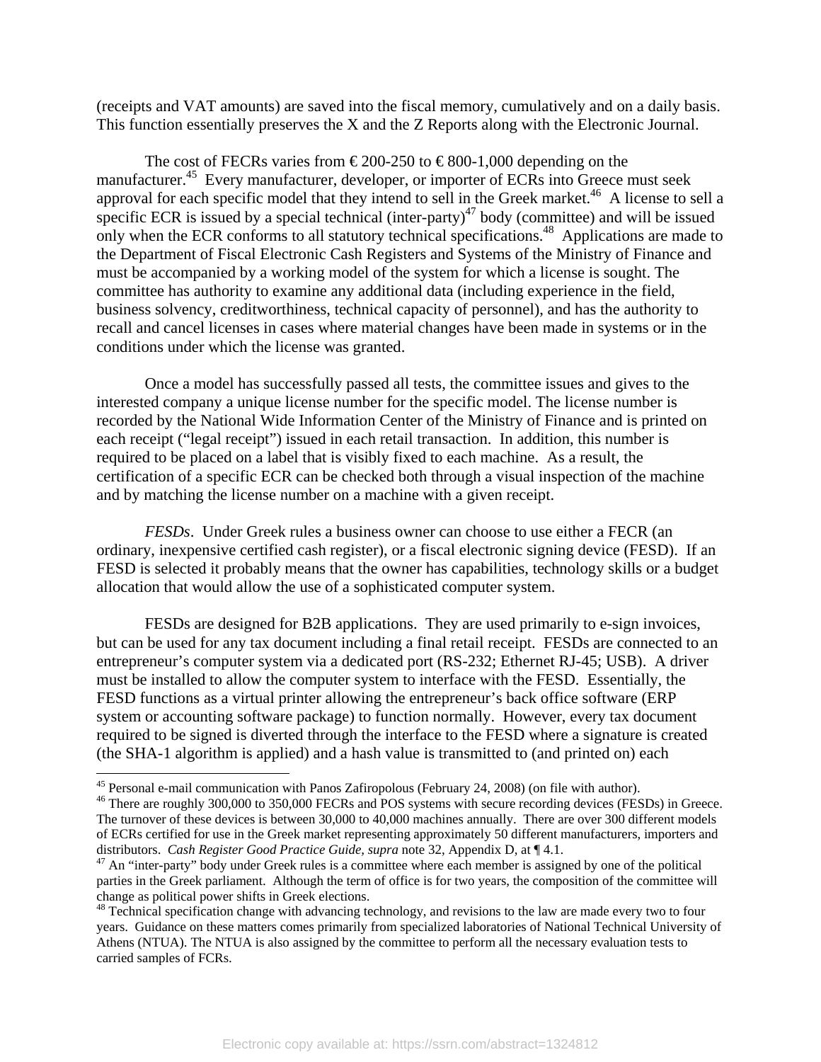(receipts and VAT amounts) are saved into the fiscal memory, cumulatively and on a daily basis. This function essentially preserves the X and the Z Reports along with the Electronic Journal.

The cost of FECRs varies from € 200-250 to € 800-1,000 depending on the manufacturer.[45] Every manufacturer, developer, or importer of ECRs into Greece must seek approval for each specific model that they intend to sell in the Greek market.[46] A license to sell a specific ECR is issued by a special technical (inter-party)[47] body (committee) and will be issued only when the ECR conforms to all statutory technical specifications.[48] Applications are made to the Department of Fiscal Electronic Cash Registers and Systems of the Ministry of Finance and must be accompanied by a working model of the system for which a license is sought. The committee has authority to examine any additional data (including experience in the field, business solvency, creditworthiness, technical capacity of personnel), and has the authority to recall and cancel licenses in cases where material changes have been made in systems or in the conditions under which the license was granted.

Once a model has successfully passed all tests, the committee issues and gives to the interested company a unique license number for the specific model. The license number is recorded by the National Wide Information Center of the Ministry of Finance and is printed on each receipt ("legal receipt") issued in each retail transaction. In addition, this number is required to be placed on a label that is visibly fixed to each machine. As a result, the certification of a specific ECR can be checked both through a visual inspection of the machine and by matching the license number on a machine with a given receipt.

*FESDs*. Under Greek rules a business owner can choose to use either a FECR (an ordinary, inexpensive certified cash register), or a fiscal electronic signing device (FESD). If an FESD is selected it probably means that the owner has capabilities, technology skills or a budget allocation that would allow the use of a sophisticated computer system.

FESDs are designed for B2B applications. They are used primarily to e-sign invoices, but can be used for any tax document including a final retail receipt. FESDs are connected to an entrepreneur's computer system via a dedicated port (RS-232; Ethernet RJ-45; USB). A driver must be installed to allow the computer system to interface with the FESD. Essentially, the FESD functions as a virtual printer allowing the entrepreneur's back office software (ERP system or accounting software package) to function normally. However, every tax document required to be signed is diverted through the interface to the FESD where a signature is created (the SHA-1 algorithm is applied) and a hash value is transmitted to (and printed on) each

---

[45] Personal e-mail communication with Panos Zafiropolous (February 24, 2008) (on file with author).

[46] There are roughly 300,000 to 350,000 FECRs and POS systems with secure recording devices (FESDs) in Greece. The turnover of these devices is between 30,000 to 40,000 machines annually. There are over 300 different models of ECRs certified for use in the Greek market representing approximately 50 different manufacturers, importers and distributors. *Cash Register Good Practice Guide, supra* note 32, Appendix D, at ¶ 4.1.

[47] An "inter-party" body under Greek rules is a committee where each member is assigned by one of the political parties in the Greek parliament. Although the term of office is for two years, the composition of the committee will change as political power shifts in Greek elections.

[48] Technical specification change with advancing technology, and revisions to the law are made every two to four years. Guidance on these matters comes primarily from specialized laboratories of National Technical University of Athens (NTUA). The NTUA is also assigned by the committee to perform all the necessary evaluation tests to carried samples of FCRs.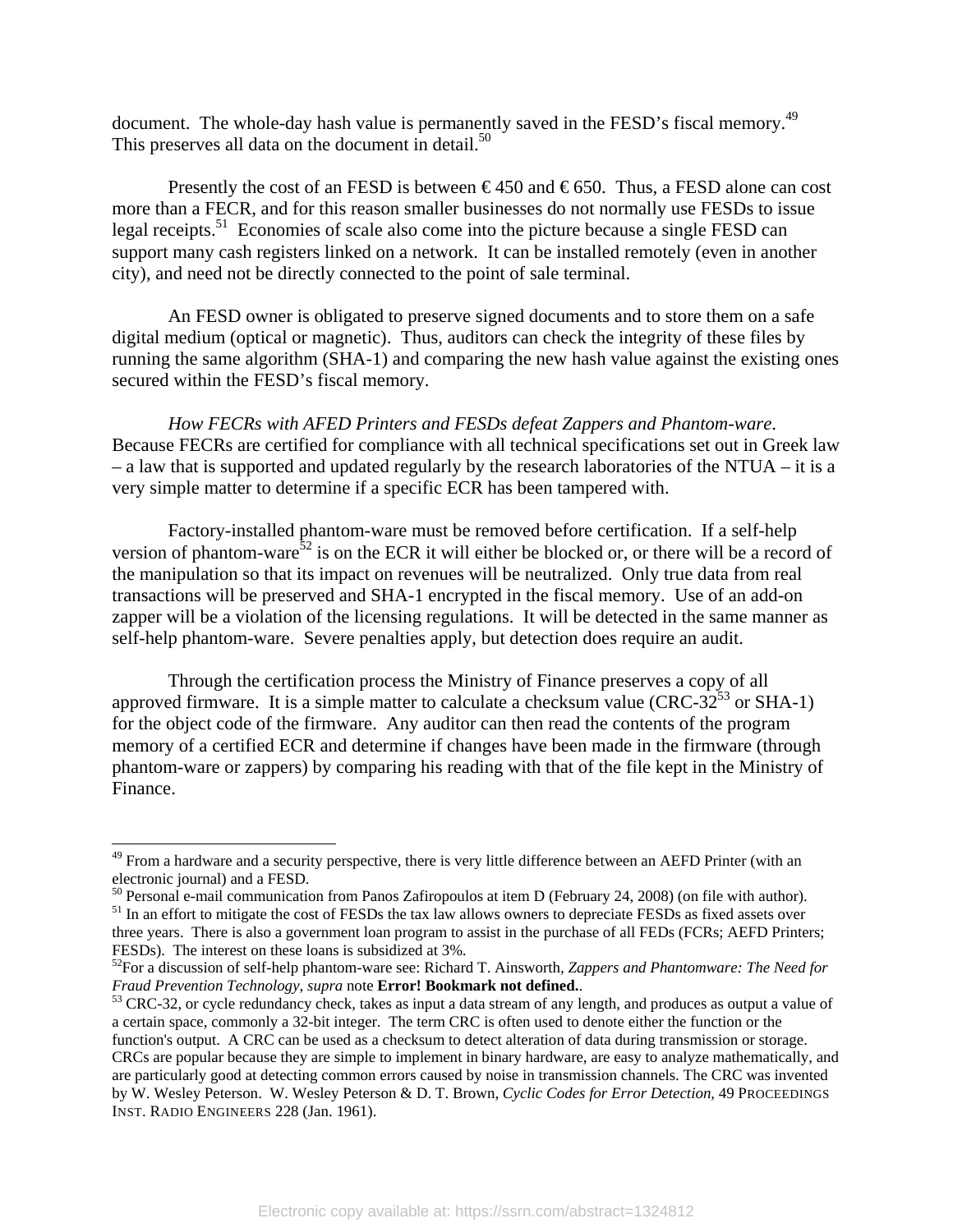document. The whole-day hash value is permanently saved in the FESD's fiscal memory.[49] This preserves all data on the document in detail.[50]

Presently the cost of an FESD is between € 450 and € 650. Thus, a FESD alone can cost more than a FECR, and for this reason smaller businesses do not normally use FESDs to issue legal receipts.[51] Economies of scale also come into the picture because a single FESD can support many cash registers linked on a network. It can be installed remotely (even in another city), and need not be directly connected to the point of sale terminal.

An FESD owner is obligated to preserve signed documents and to store them on a safe digital medium (optical or magnetic). Thus, auditors can check the integrity of these files by running the same algorithm (SHA-1) and comparing the new hash value against the existing ones secured within the FESD's fiscal memory.

*How FECRs with AFED Printers and FESDs defeat Zappers and Phantom-ware*. Because FECRs are certified for compliance with all technical specifications set out in Greek law – a law that is supported and updated regularly by the research laboratories of the NTUA – it is a very simple matter to determine if a specific ECR has been tampered with.

Factory-installed phantom-ware must be removed before certification. If a self-help version of phantom-ware[52] is on the ECR it will either be blocked or, or there will be a record of the manipulation so that its impact on revenues will be neutralized. Only true data from real transactions will be preserved and SHA-1 encrypted in the fiscal memory. Use of an add-on zapper will be a violation of the licensing regulations. It will be detected in the same manner as self-help phantom-ware. Severe penalties apply, but detection does require an audit.

Through the certification process the Ministry of Finance preserves a copy of all approved firmware. It is a simple matter to calculate a checksum value (CRC-32[53] or SHA-1) for the object code of the firmware. Any auditor can then read the contents of the program memory of a certified ECR and determine if changes have been made in the firmware (through phantom-ware or zappers) by comparing his reading with that of the file kept in the Ministry of Finance.

---

[49] From a hardware and a security perspective, there is very little difference between an AEFD Printer (with an electronic journal) and a FESD.

[50] Personal e-mail communication from Panos Zafiropoulos at item D (February 24, 2008) (on file with author).

[51] In an effort to mitigate the cost of FESDs the tax law allows owners to depreciate FESDs as fixed assets over three years. There is also a government loan program to assist in the purchase of all FEDs (FCRs; AEFD Printers; FESDs). The interest on these loans is subsidized at 3%.

[52] For a discussion of self-help phantom-ware see: Richard T. Ainsworth, *Zappers and Phantomware: The Need for Fraud Prevention Technology*, *supra* note **Error! Bookmark not defined.**.

[53] CRC-32, or cycle redundancy check, takes as input a data stream of any length, and produces as output a value of a certain space, commonly a 32-bit integer. The term CRC is often used to denote either the function or the function's output. A CRC can be used as a checksum to detect alteration of data during transmission or storage. CRCs are popular because they are simple to implement in binary hardware, are easy to analyze mathematically, and are particularly good at detecting common errors caused by noise in transmission channels. The CRC was invented by W. Wesley Peterson. W. Wesley Peterson & D. T. Brown, *Cyclic Codes for Error Detection*, 49 PROCEEDINGS INST. RADIO ENGINEERS 228 (Jan. 1961).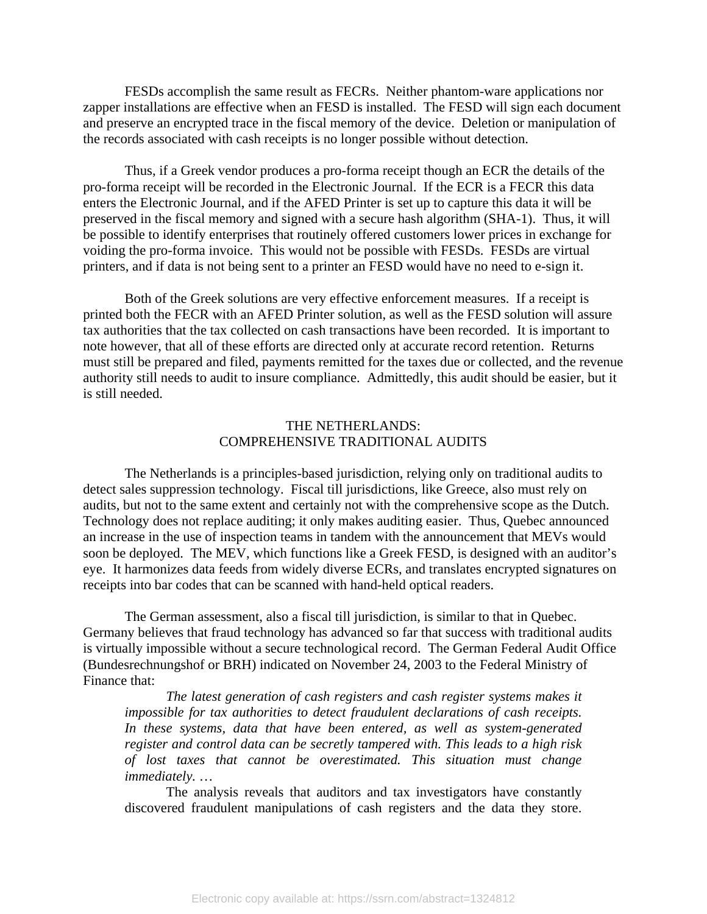FESDs accomplish the same result as FECRs. Neither phantom-ware applications nor zapper installations are effective when an FESD is installed. The FESD will sign each document and preserve an encrypted trace in the fiscal memory of the device. Deletion or manipulation of the records associated with cash receipts is no longer possible without detection.

Thus, if a Greek vendor produces a pro-forma receipt though an ECR the details of the pro-forma receipt will be recorded in the Electronic Journal. If the ECR is a FECR this data enters the Electronic Journal, and if the AFED Printer is set up to capture this data it will be preserved in the fiscal memory and signed with a secure hash algorithm (SHA-1). Thus, it will be possible to identify enterprises that routinely offered customers lower prices in exchange for voiding the pro-forma invoice. This would not be possible with FESDs. FESDs are virtual printers, and if data is not being sent to a printer an FESD would have no need to e-sign it.

Both of the Greek solutions are very effective enforcement measures. If a receipt is printed both the FECR with an AFED Printer solution, as well as the FESD solution will assure tax authorities that the tax collected on cash transactions have been recorded. It is important to note however, that all of these efforts are directed only at accurate record retention. Returns must still be prepared and filed, payments remitted for the taxes due or collected, and the revenue authority still needs to audit to insure compliance. Admittedly, this audit should be easier, but it is still needed.

## THE NETHERLANDS: COMPREHENSIVE TRADITIONAL AUDITS

The Netherlands is a principles-based jurisdiction, relying only on traditional audits to detect sales suppression technology. Fiscal till jurisdictions, like Greece, also must rely on audits, but not to the same extent and certainly not with the comprehensive scope as the Dutch. Technology does not replace auditing; it only makes auditing easier. Thus, Quebec announced an increase in the use of inspection teams in tandem with the announcement that MEVs would soon be deployed. The MEV, which functions like a Greek FESD, is designed with an auditor's eye. It harmonizes data feeds from widely diverse ECRs, and translates encrypted signatures on receipts into bar codes that can be scanned with hand-held optical readers.

The German assessment, also a fiscal till jurisdiction, is similar to that in Quebec. Germany believes that fraud technology has advanced so far that success with traditional audits is virtually impossible without a secure technological record. The German Federal Audit Office (Bundesrechnungshof or BRH) indicated on November 24, 2003 to the Federal Ministry of Finance that:

> *The latest generation of cash registers and cash register systems makes it impossible for tax authorities to detect fraudulent declarations of cash receipts. In these systems, data that have been entered, as well as system-generated register and control data can be secretly tampered with. This leads to a high risk of lost taxes that cannot be overestimated. This situation must change immediately. …*
>
> The analysis reveals that auditors and tax investigators have constantly discovered fraudulent manipulations of cash registers and the data they store.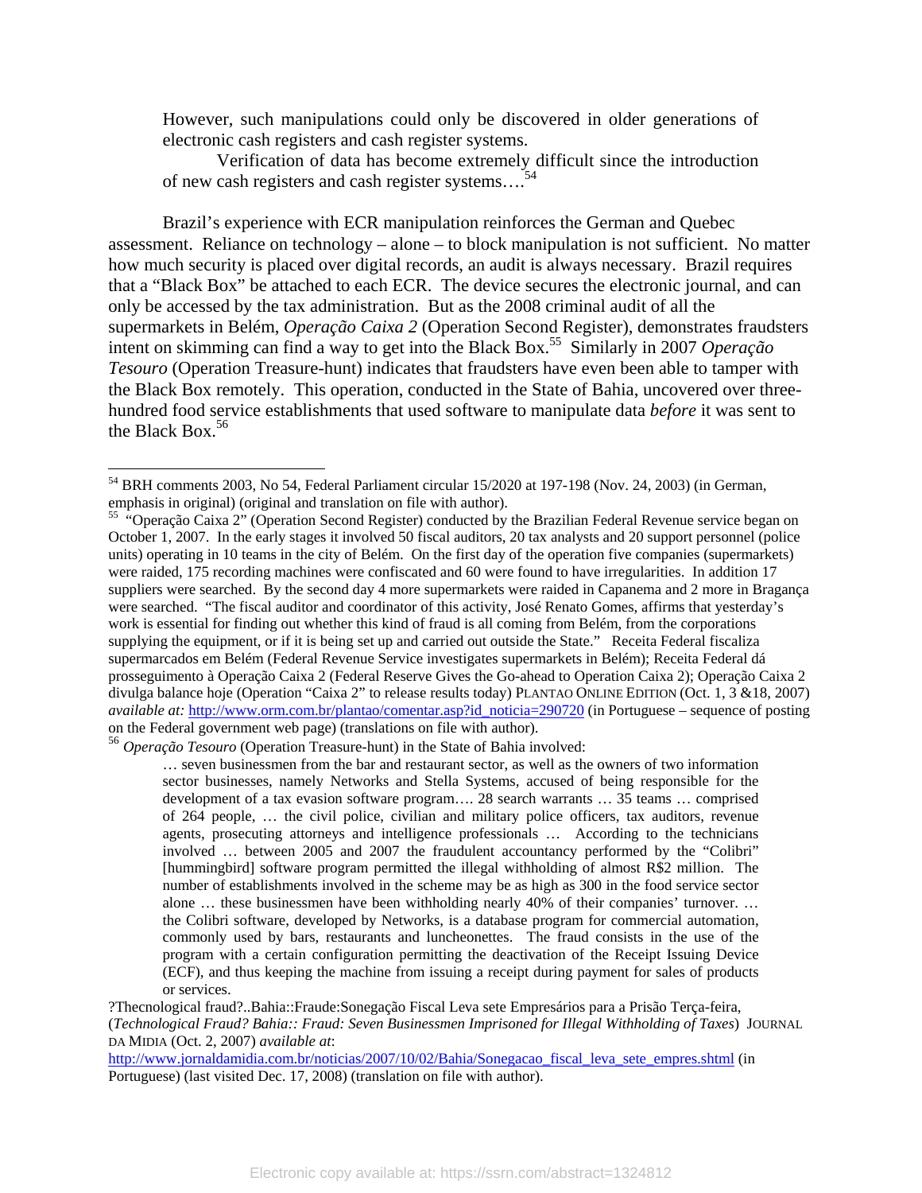> However, such manipulations could only be discovered in older generations of electronic cash registers and cash register systems.
>
> Verification of data has become extremely difficult since the introduction of new cash registers and cash register systems….[54]

Brazil's experience with ECR manipulation reinforces the German and Quebec assessment. Reliance on technology – alone – to block manipulation is not sufficient. No matter how much security is placed over digital records, an audit is always necessary. Brazil requires that a "Black Box" be attached to each ECR. The device secures the electronic journal, and can only be accessed by the tax administration. But as the 2008 criminal audit of all the supermarkets in Belém, *Operação Caixa 2* (Operation Second Register), demonstrates fraudsters intent on skimming can find a way to get into the Black Box.[55] Similarly in 2007 *Operação Tesouro* (Operation Treasure-hunt) indicates that fraudsters have even been able to tamper with the Black Box remotely. This operation, conducted in the State of Bahia, uncovered over three-hundred food service establishments that used software to manipulate data *before* it was sent to the Black Box.[56]

---

[54] BRH comments 2003, No 54, Federal Parliament circular 15/2020 at 197-198 (Nov. 24, 2003) (in German, emphasis in original) (original and translation on file with author).

[55] "Operação Caixa 2" (Operation Second Register) conducted by the Brazilian Federal Revenue service began on October 1, 2007. In the early stages it involved 50 fiscal auditors, 20 tax analysts and 20 support personnel (police units) operating in 10 teams in the city of Belém. On the first day of the operation five companies (supermarkets) were raided, 175 recording machines were confiscated and 60 were found to have irregularities. In addition 17 suppliers were searched. By the second day 4 more supermarkets were raided in Capanema and 2 more in Bragança were searched. "The fiscal auditor and coordinator of this activity, José Renato Gomes, affirms that yesterday's work is essential for finding out whether this kind of fraud is all coming from Belém, from the corporations supplying the equipment, or if it is being set up and carried out outside the State." Receita Federal fiscaliza supermarcados em Belém (Federal Revenue Service investigates supermarkets in Belém); Receita Federal dá prosseguimento à Operação Caixa 2 (Federal Reserve Gives the Go-ahead to Operation Caixa 2); Operação Caixa 2 divulga balance hoje (Operation "Caixa 2" to release results today) PLANTAO ONLINE EDITION (Oct. 1, 3 &18, 2007) *available at:* http://www.orm.com.br/plantao/comentar.asp?id_noticia=290720 (in Portuguese – sequence of posting on the Federal government web page) (translations on file with author).

[56] *Operação Tesouro* (Operation Treasure-hunt) in the State of Bahia involved:

> … seven businessmen from the bar and restaurant sector, as well as the owners of two information sector businesses, namely Networks and Stella Systems, accused of being responsible for the development of a tax evasion software program…. 28 search warrants … 35 teams … comprised of 264 people, … the civil police, civilian and military police officers, tax auditors, revenue agents, prosecuting attorneys and intelligence professionals … According to the technicians involved … between 2005 and 2007 the fraudulent accountancy performed by the "Colibri" [hummingbird] software program permitted the illegal withholding of almost R$2 million. The number of establishments involved in the scheme may be as high as 300 in the food service sector alone … these businessmen have been withholding nearly 40% of their companies' turnover. … the Colibri software, developed by Networks, is a database program for commercial automation, commonly used by bars, restaurants and luncheonettes. The fraud consists in the use of the program with a certain configuration permitting the deactivation of the Receipt Issuing Device (ECF), and thus keeping the machine from issuing a receipt during payment for sales of products or services.

?Thecnological fraud?..Bahia::Fraude:Sonegação Fiscal Leva sete Empresários para a Prisão Terça-feira, (*Technological Fraud? Bahia:: Fraud: Seven Businessmen Imprisoned for Illegal Withholding of Taxes*) JOURNAL DA MIDIA (Oct. 2, 2007) *available at*: http://www.jornaldamidia.com.br/noticias/2007/10/02/Bahia/Sonegacao_fiscal_leva_sete_empres.shtml (in Portuguese) (last visited Dec. 17, 2008) (translation on file with author).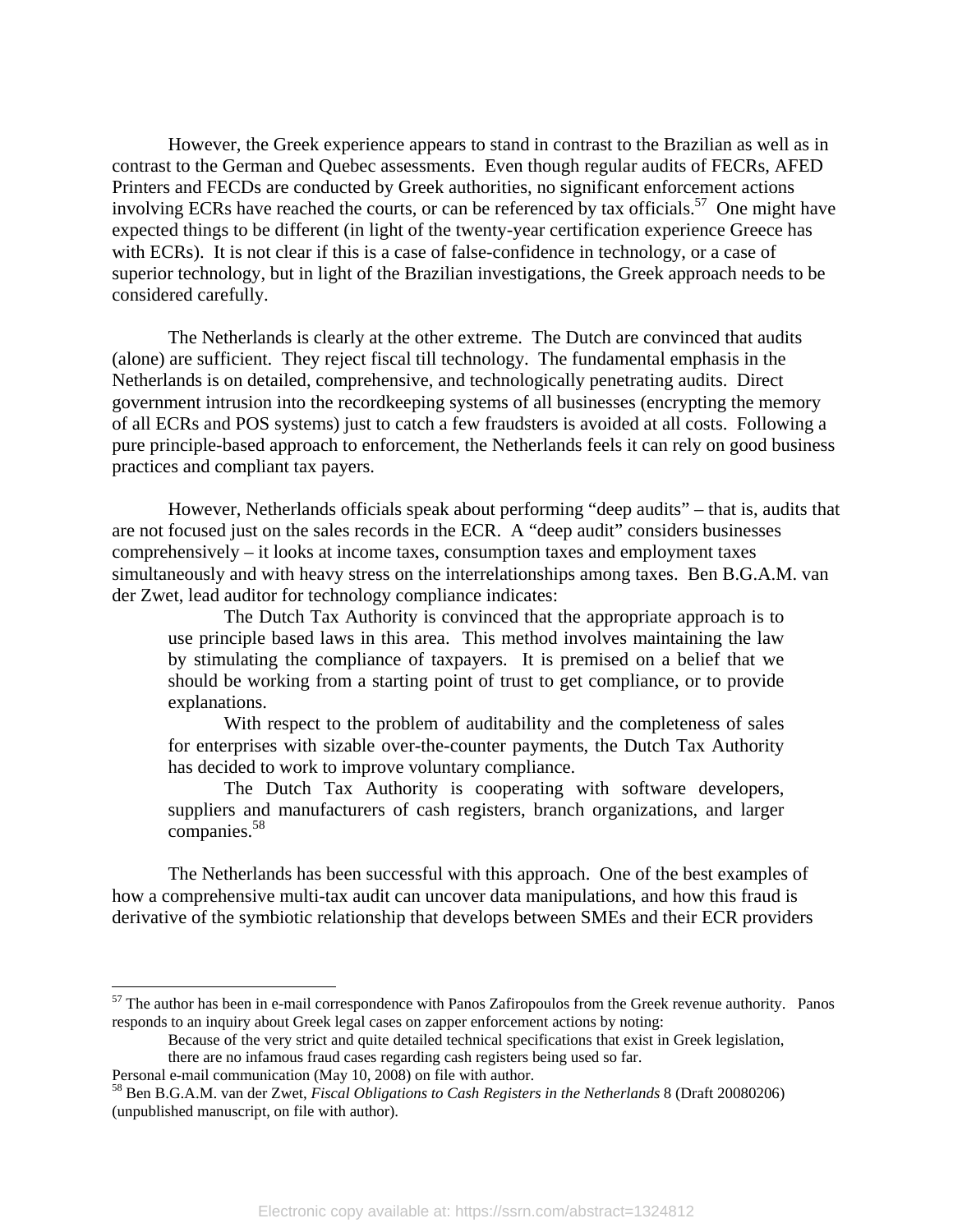However, the Greek experience appears to stand in contrast to the Brazilian as well as in contrast to the German and Quebec assessments. Even though regular audits of FECRs, AFED Printers and FECDs are conducted by Greek authorities, no significant enforcement actions involving ECRs have reached the courts, or can be referenced by tax officials.[57] One might have expected things to be different (in light of the twenty-year certification experience Greece has with ECRs). It is not clear if this is a case of false-confidence in technology, or a case of superior technology, but in light of the Brazilian investigations, the Greek approach needs to be considered carefully.

The Netherlands is clearly at the other extreme. The Dutch are convinced that audits (alone) are sufficient. They reject fiscal till technology. The fundamental emphasis in the Netherlands is on detailed, comprehensive, and technologically penetrating audits. Direct government intrusion into the recordkeeping systems of all businesses (encrypting the memory of all ECRs and POS systems) just to catch a few fraudsters is avoided at all costs. Following a pure principle-based approach to enforcement, the Netherlands feels it can rely on good business practices and compliant tax payers.

However, Netherlands officials speak about performing "deep audits" – that is, audits that are not focused just on the sales records in the ECR. A "deep audit" considers businesses comprehensively – it looks at income taxes, consumption taxes and employment taxes simultaneously and with heavy stress on the interrelationships among taxes. Ben B.G.A.M. van der Zwet, lead auditor for technology compliance indicates:

> The Dutch Tax Authority is convinced that the appropriate approach is to use principle based laws in this area. This method involves maintaining the law by stimulating the compliance of taxpayers. It is premised on a belief that we should be working from a starting point of trust to get compliance, or to provide explanations.
>
> With respect to the problem of auditability and the completeness of sales for enterprises with sizable over-the-counter payments, the Dutch Tax Authority has decided to work to improve voluntary compliance.
>
> The Dutch Tax Authority is cooperating with software developers, suppliers and manufacturers of cash registers, branch organizations, and larger companies.[58]

The Netherlands has been successful with this approach. One of the best examples of how a comprehensive multi-tax audit can uncover data manipulations, and how this fraud is derivative of the symbiotic relationship that develops between SMEs and their ECR providers

---

[57] The author has been in e-mail correspondence with Panos Zafiropoulos from the Greek revenue authority. Panos responds to an inquiry about Greek legal cases on zapper enforcement actions by noting:

> Because of the very strict and quite detailed technical specifications that exist in Greek legislation, there are no infamous fraud cases regarding cash registers being used so far.

Personal e-mail communication (May 10, 2008) on file with author.

[58] Ben B.G.A.M. van der Zwet, *Fiscal Obligations to Cash Registers in the Netherlands* 8 (Draft 20080206) (unpublished manuscript, on file with author).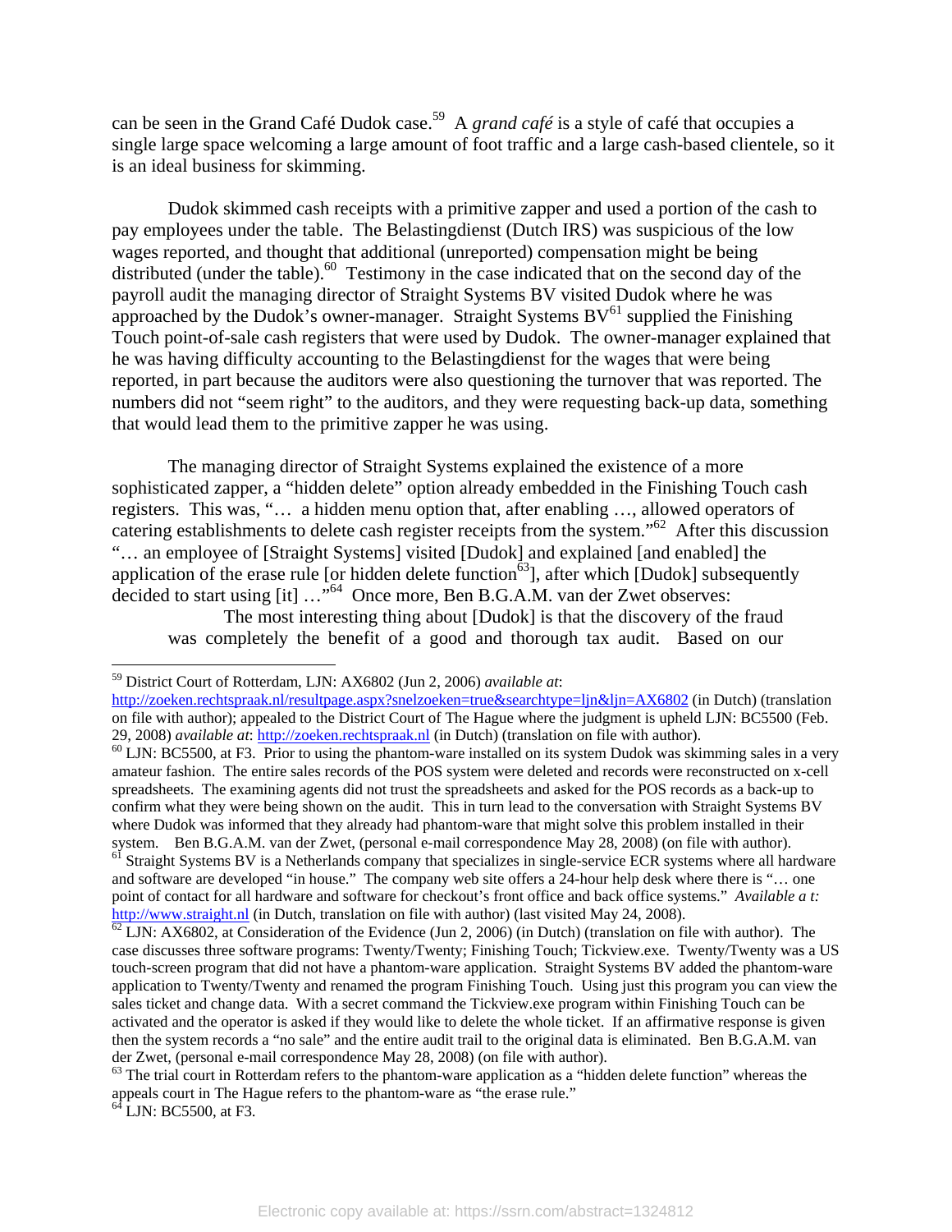can be seen in the Grand Café Dudok case.[59] A *grand café* is a style of café that occupies a single large space welcoming a large amount of foot traffic and a large cash-based clientele, so it is an ideal business for skimming.

Dudok skimmed cash receipts with a primitive zapper and used a portion of the cash to pay employees under the table. The Belastingdienst (Dutch IRS) was suspicious of the low wages reported, and thought that additional (unreported) compensation might be being distributed (under the table).[60] Testimony in the case indicated that on the second day of the payroll audit the managing director of Straight Systems BV visited Dudok where he was approached by the Dudok's owner-manager. Straight Systems BV[61] supplied the Finishing Touch point-of-sale cash registers that were used by Dudok. The owner-manager explained that he was having difficulty accounting to the Belastingdienst for the wages that were being reported, in part because the auditors were also questioning the turnover that was reported. The numbers did not "seem right" to the auditors, and they were requesting back-up data, something that would lead them to the primitive zapper he was using.

The managing director of Straight Systems explained the existence of a more sophisticated zapper, a "hidden delete" option already embedded in the Finishing Touch cash registers. This was, "… a hidden menu option that, after enabling …, allowed operators of catering establishments to delete cash register receipts from the system."[62] After this discussion "… an employee of [Straight Systems] visited [Dudok] and explained [and enabled] the application of the erase rule [or hidden delete function[63]], after which [Dudok] subsequently decided to start using [it] …"[64] Once more, Ben B.G.A.M. van der Zwet observes:

> The most interesting thing about [Dudok] is that the discovery of the fraud was completely the benefit of a good and thorough tax audit. Based on our

---

[59] District Court of Rotterdam, LJN: AX6802 (Jun 2, 2006) *available at*: http://zoeken.rechtspraak.nl/resultpage.aspx?snelzoeken=true&searchtype=ljn&ljn=AX6802 (in Dutch) (translation on file with author); appealed to the District Court of The Hague where the judgment is upheld LJN: BC5500 (Feb. 29, 2008) *available at*: http://zoeken.rechtspraak.nl (in Dutch) (translation on file with author).

[60] LJN: BC5500, at F3. Prior to using the phantom-ware installed on its system Dudok was skimming sales in a very amateur fashion. The entire sales records of the POS system were deleted and records were reconstructed on x-cell spreadsheets. The examining agents did not trust the spreadsheets and asked for the POS records as a back-up to confirm what they were being shown on the audit. This in turn lead to the conversation with Straight Systems BV where Dudok was informed that they already had phantom-ware that might solve this problem installed in their system. Ben B.G.A.M. van der Zwet, (personal e-mail correspondence May 28, 2008) (on file with author).

[61] Straight Systems BV is a Netherlands company that specializes in single-service ECR systems where all hardware and software are developed "in house." The company web site offers a 24-hour help desk where there is "… one point of contact for all hardware and software for checkout's front office and back office systems." *Available a t:* http://www.straight.nl (in Dutch, translation on file with author) (last visited May 24, 2008).

[62] LJN: AX6802, at Consideration of the Evidence (Jun 2, 2006) (in Dutch) (translation on file with author). The case discusses three software programs: Twenty/Twenty; Finishing Touch; Tickview.exe. Twenty/Twenty was a US touch-screen program that did not have a phantom-ware application. Straight Systems BV added the phantom-ware application to Twenty/Twenty and renamed the program Finishing Touch. Using just this program you can view the sales ticket and change data. With a secret command the Tickview.exe program within Finishing Touch can be activated and the operator is asked if they would like to delete the whole ticket. If an affirmative response is given then the system records a "no sale" and the entire audit trail to the original data is eliminated. Ben B.G.A.M. van der Zwet, (personal e-mail correspondence May 28, 2008) (on file with author).

[63] The trial court in Rotterdam refers to the phantom-ware application as a "hidden delete function" whereas the appeals court in The Hague refers to the phantom-ware as "the erase rule."

[64] LJN: BC5500, at F3.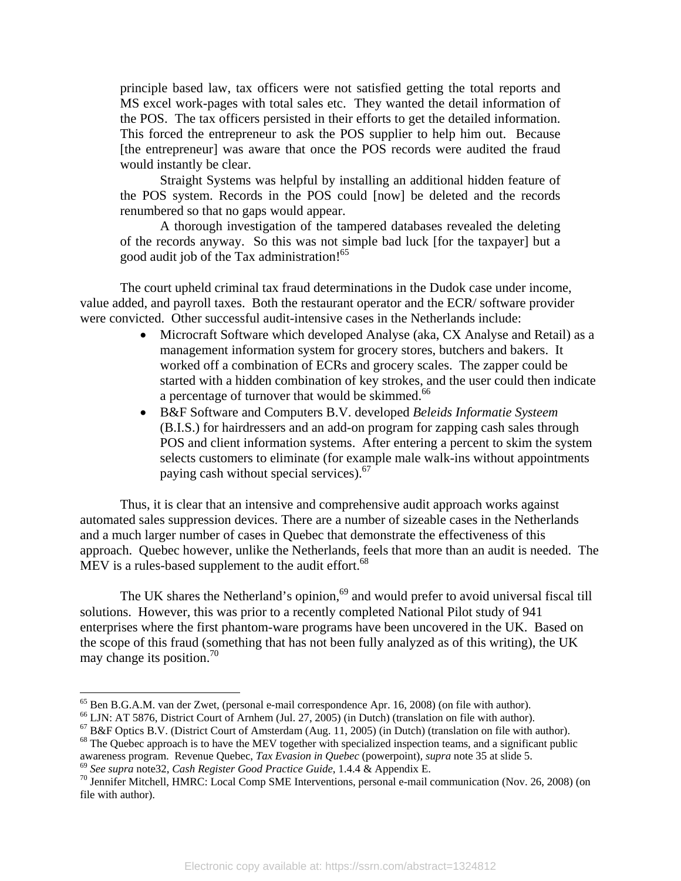> principle based law, tax officers were not satisfied getting the total reports and MS excel work-pages with total sales etc. They wanted the detail information of the POS. The tax officers persisted in their efforts to get the detailed information. This forced the entrepreneur to ask the POS supplier to help him out. Because [the entrepreneur] was aware that once the POS records were audited the fraud would instantly be clear.
>
> Straight Systems was helpful by installing an additional hidden feature of the POS system. Records in the POS could [now] be deleted and the records renumbered so that no gaps would appear.
>
> A thorough investigation of the tampered databases revealed the deleting of the records anyway. So this was not simple bad luck [for the taxpayer] but a good audit job of the Tax administration![65]

The court upheld criminal tax fraud determinations in the Dudok case under income, value added, and payroll taxes. Both the restaurant operator and the ECR/ software provider were convicted. Other successful audit-intensive cases in the Netherlands include:

- Microcraft Software which developed Analyse (aka, CX Analyse and Retail) as a management information system for grocery stores, butchers and bakers. It worked off a combination of ECRs and grocery scales. The zapper could be started with a hidden combination of key strokes, and the user could then indicate a percentage of turnover that would be skimmed.[66]
- B&F Software and Computers B.V. developed *Beleids Informatie Systeem* (B.I.S.) for hairdressers and an add-on program for zapping cash sales through POS and client information systems. After entering a percent to skim the system selects customers to eliminate (for example male walk-ins without appointments paying cash without special services).[67]

Thus, it is clear that an intensive and comprehensive audit approach works against automated sales suppression devices. There are a number of sizeable cases in the Netherlands and a much larger number of cases in Quebec that demonstrate the effectiveness of this approach. Quebec however, unlike the Netherlands, feels that more than an audit is needed. The MEV is a rules-based supplement to the audit effort.[68]

The UK shares the Netherland's opinion,[69] and would prefer to avoid universal fiscal till solutions. However, this was prior to a recently completed National Pilot study of 941 enterprises where the first phantom-ware programs have been uncovered in the UK. Based on the scope of this fraud (something that has not been fully analyzed as of this writing), the UK may change its position.[70]

---

[65] Ben B.G.A.M. van der Zwet, (personal e-mail correspondence Apr. 16, 2008) (on file with author).

[66] LJN: AT 5876, District Court of Arnhem (Jul. 27, 2005) (in Dutch) (translation on file with author).

[67] B&F Optics B.V. (District Court of Amsterdam (Aug. 11, 2005) (in Dutch) (translation on file with author).

[68] The Quebec approach is to have the MEV together with specialized inspection teams, and a significant public awareness program. Revenue Quebec, *Tax Evasion in Quebec* (powerpoint), *supra* note 35 at slide 5.

[69] *See supra* note32, *Cash Register Good Practice Guide*, 1.4.4 & Appendix E.

[70] Jennifer Mitchell, HMRC: Local Comp SME Interventions, personal e-mail communication (Nov. 26, 2008) (on file with author).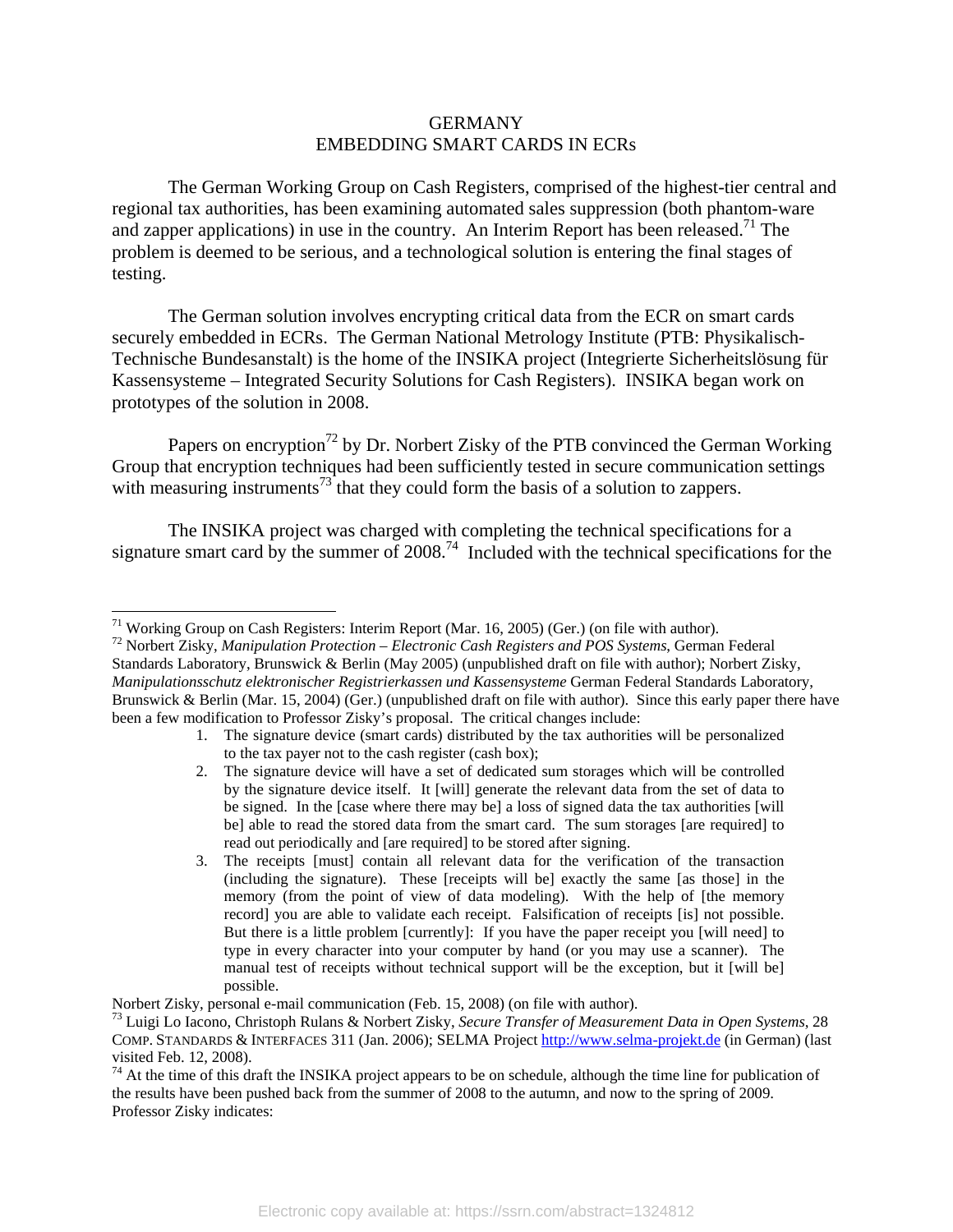GERMANY
EMBEDDING SMART CARDS IN ECRs

The German Working Group on Cash Registers, comprised of the highest-tier central and regional tax authorities, has been examining automated sales suppression (both phantom-ware and zapper applications) in use in the country. An Interim Report has been released.[71] The problem is deemed to be serious, and a technological solution is entering the final stages of testing.

The German solution involves encrypting critical data from the ECR on smart cards securely embedded in ECRs. The German National Metrology Institute (PTB: Physikalisch-Technische Bundesanstalt) is the home of the INSIKA project (Integrierte Sicherheitslösung für Kassensysteme – Integrated Security Solutions for Cash Registers). INSIKA began work on prototypes of the solution in 2008.

Papers on encryption[72] by Dr. Norbert Zisky of the PTB convinced the German Working Group that encryption techniques had been sufficiently tested in secure communication settings with measuring instruments[73] that they could form the basis of a solution to zappers.

The INSIKA project was charged with completing the technical specifications for a signature smart card by the summer of 2008.[74] Included with the technical specifications for the

---

[71] Working Group on Cash Registers: Interim Report (Mar. 16, 2005) (Ger.) (on file with author).

[72] Norbert Zisky, *Manipulation Protection – Electronic Cash Registers and POS Systems,* German Federal Standards Laboratory, Brunswick & Berlin (May 2005) (unpublished draft on file with author); Norbert Zisky, *Manipulationsschutz elektronischer Registrierkassen und Kassensysteme* German Federal Standards Laboratory, Brunswick & Berlin (Mar. 15, 2004) (Ger.) (unpublished draft on file with author). Since this early paper there have been a few modification to Professor Zisky's proposal. The critical changes include:

1. The signature device (smart cards) distributed by the tax authorities will be personalized to the tax payer not to the cash register (cash box);
2. The signature device will have a set of dedicated sum storages which will be controlled by the signature device itself. It [will] generate the relevant data from the set of data to be signed. In the [case where there may be] a loss of signed data the tax authorities [will be] able to read the stored data from the smart card. The sum storages [are required] to read out periodically and [are required] to be stored after signing.
3. The receipts [must] contain all relevant data for the verification of the transaction (including the signature). These [receipts will be] exactly the same [as those] in the memory (from the point of view of data modeling). With the help of [the memory record] you are able to validate each receipt. Falsification of receipts [is] not possible. But there is a little problem [currently]: If you have the paper receipt you [will need] to type in every character into your computer by hand (or you may use a scanner). The manual test of receipts without technical support will be the exception, but it [will be] possible.

Norbert Zisky, personal e-mail communication (Feb. 15, 2008) (on file with author).

[73] Luigi Lo Iacono, Christoph Rulans & Norbert Zisky, *Secure Transfer of Measurement Data in Open Systems*, 28 COMP. STANDARDS & INTERFACES 311 (Jan. 2006); SELMA Project http://www.selma-projekt.de (in German) (last visited Feb. 12, 2008).

[74] At the time of this draft the INSIKA project appears to be on schedule, although the time line for publication of the results have been pushed back from the summer of 2008 to the autumn, and now to the spring of 2009. Professor Zisky indicates: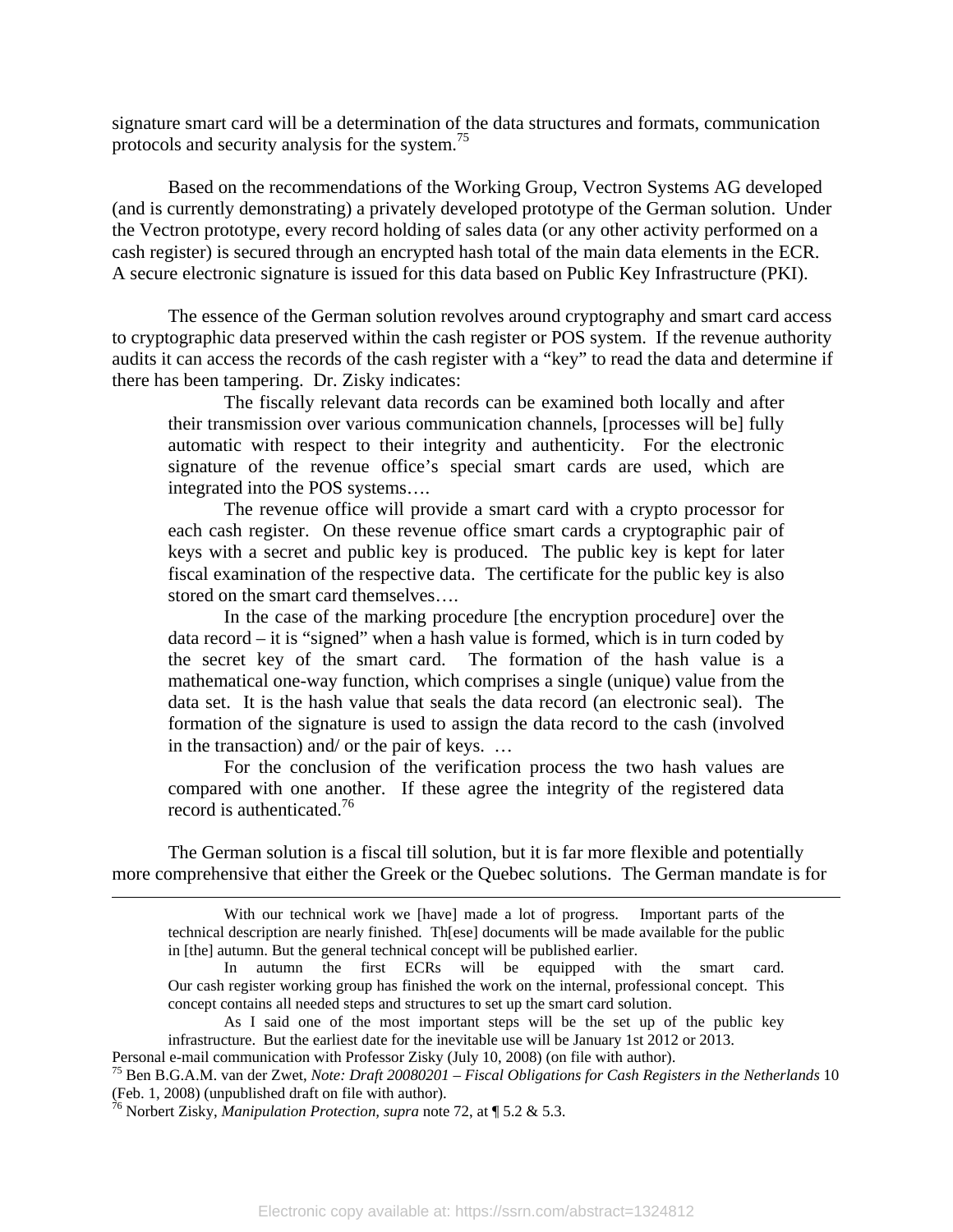signature smart card will be a determination of the data structures and formats, communication protocols and security analysis for the system.[75]

Based on the recommendations of the Working Group, Vectron Systems AG developed (and is currently demonstrating) a privately developed prototype of the German solution. Under the Vectron prototype, every record holding of sales data (or any other activity performed on a cash register) is secured through an encrypted hash total of the main data elements in the ECR. A secure electronic signature is issued for this data based on Public Key Infrastructure (PKI).

The essence of the German solution revolves around cryptography and smart card access to cryptographic data preserved within the cash register or POS system. If the revenue authority audits it can access the records of the cash register with a "key" to read the data and determine if there has been tampering. Dr. Zisky indicates:

> The fiscally relevant data records can be examined both locally and after their transmission over various communication channels, [processes will be] fully automatic with respect to their integrity and authenticity. For the electronic signature of the revenue office's special smart cards are used, which are integrated into the POS systems….
>
> The revenue office will provide a smart card with a crypto processor for each cash register. On these revenue office smart cards a cryptographic pair of keys with a secret and public key is produced. The public key is kept for later fiscal examination of the respective data. The certificate for the public key is also stored on the smart card themselves….
>
> In the case of the marking procedure [the encryption procedure] over the data record – it is "signed" when a hash value is formed, which is in turn coded by the secret key of the smart card. The formation of the hash value is a mathematical one-way function, which comprises a single (unique) value from the data set. It is the hash value that seals the data record (an electronic seal). The formation of the signature is used to assign the data record to the cash (involved in the transaction) and/ or the pair of keys. …
>
> For the conclusion of the verification process the two hash values are compared with one another. If these agree the integrity of the registered data record is authenticated.[76]

The German solution is a fiscal till solution, but it is far more flexible and potentially more comprehensive that either the Greek or the Quebec solutions. The German mandate is for

---

> With our technical work we [have] made a lot of progress. Important parts of the technical description are nearly finished. Th[ese] documents will be made available for the public in [the] autumn. But the general technical concept will be published earlier.
>
> In autumn the first ECRs will be equipped with the smart card. Our cash register working group has finished the work on the internal, professional concept. This concept contains all needed steps and structures to set up the smart card solution.
>
> As I said one of the most important steps will be the set up of the public key infrastructure. But the earliest date for the inevitable use will be January 1st 2012 or 2013.

Personal e-mail communication with Professor Zisky (July 10, 2008) (on file with author).

[75] Ben B.G.A.M. van der Zwet, *Note: Draft 20080201 – Fiscal Obligations for Cash Registers in the Netherlands* 10 (Feb. 1, 2008) (unpublished draft on file with author).

[76] Norbert Zisky, *Manipulation Protection*, *supra* note 72, at ¶ 5.2 & 5.3.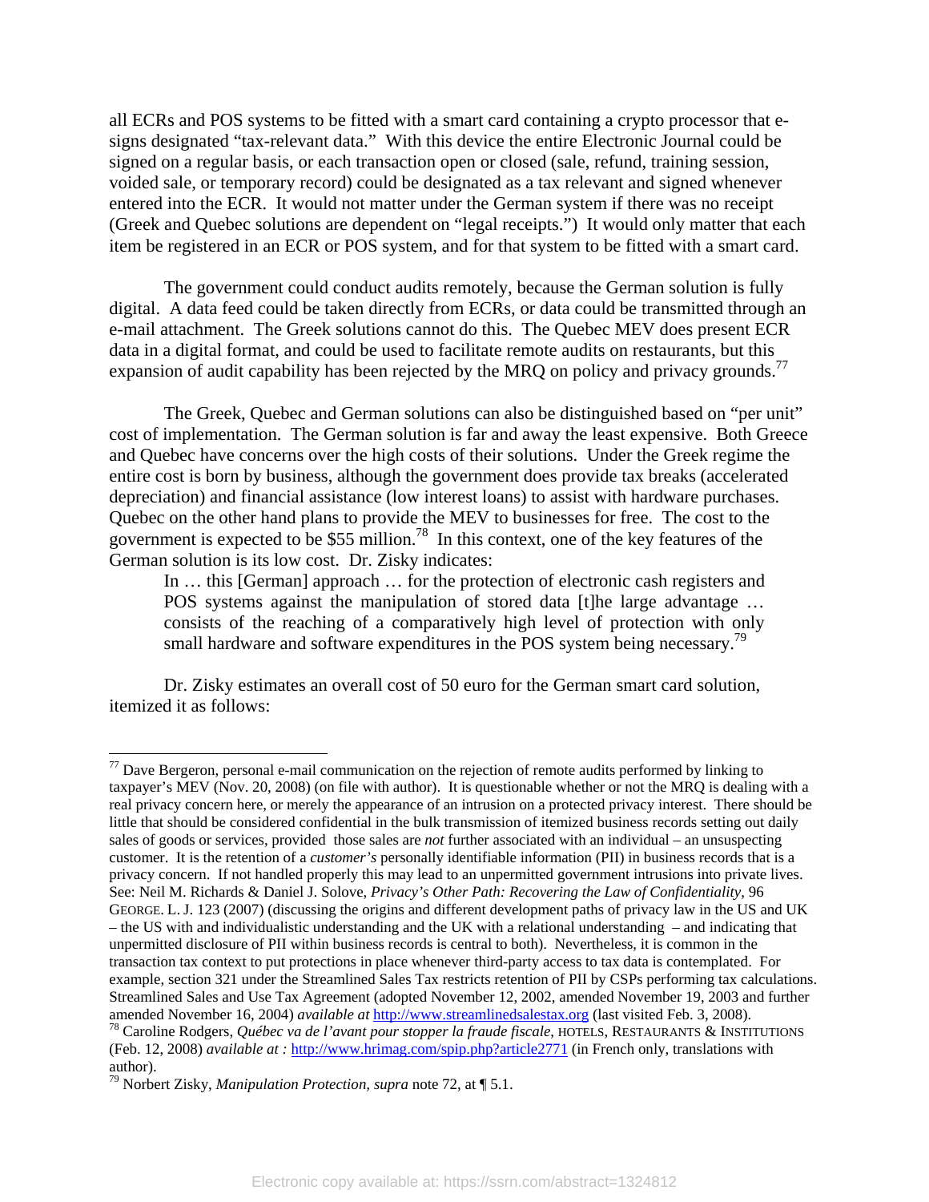all ECRs and POS systems to be fitted with a smart card containing a crypto processor that e-signs designated "tax-relevant data." With this device the entire Electronic Journal could be signed on a regular basis, or each transaction open or closed (sale, refund, training session, voided sale, or temporary record) could be designated as a tax relevant and signed whenever entered into the ECR. It would not matter under the German system if there was no receipt (Greek and Quebec solutions are dependent on "legal receipts.") It would only matter that each item be registered in an ECR or POS system, and for that system to be fitted with a smart card.

The government could conduct audits remotely, because the German solution is fully digital. A data feed could be taken directly from ECRs, or data could be transmitted through an e-mail attachment. The Greek solutions cannot do this. The Quebec MEV does present ECR data in a digital format, and could be used to facilitate remote audits on restaurants, but this expansion of audit capability has been rejected by the MRQ on policy and privacy grounds.[77]

The Greek, Quebec and German solutions can also be distinguished based on "per unit" cost of implementation. The German solution is far and away the least expensive. Both Greece and Quebec have concerns over the high costs of their solutions. Under the Greek regime the entire cost is born by business, although the government does provide tax breaks (accelerated depreciation) and financial assistance (low interest loans) to assist with hardware purchases. Quebec on the other hand plans to provide the MEV to businesses for free. The cost to the government is expected to be $55 million.[78] In this context, one of the key features of the German solution is its low cost. Dr. Zisky indicates:

> In … this [German] approach … for the protection of electronic cash registers and POS systems against the manipulation of stored data [t]he large advantage … consists of the reaching of a comparatively high level of protection with only small hardware and software expenditures in the POS system being necessary.[79]

Dr. Zisky estimates an overall cost of 50 euro for the German smart card solution, itemized it as follows:

---

[77] Dave Bergeron, personal e-mail communication on the rejection of remote audits performed by linking to taxpayer's MEV (Nov. 20, 2008) (on file with author). It is questionable whether or not the MRQ is dealing with a real privacy concern here, or merely the appearance of an intrusion on a protected privacy interest. There should be little that should be considered confidential in the bulk transmission of itemized business records setting out daily sales of goods or services, provided those sales are *not* further associated with an individual – an unsuspecting customer. It is the retention of a *customer's* personally identifiable information (PII) in business records that is a privacy concern. If not handled properly this may lead to an unpermitted government intrusions into private lives. See: Neil M. Richards & Daniel J. Solove, *Privacy's Other Path: Recovering the Law of Confidentiality*, 96 GEORGE. L. J. 123 (2007) (discussing the origins and different development paths of privacy law in the US and UK – the US with and individualistic understanding and the UK with a relational understanding – and indicating that unpermitted disclosure of PII within business records is central to both). Nevertheless, it is common in the transaction tax context to put protections in place whenever third-party access to tax data is contemplated. For example, section 321 under the Streamlined Sales Tax restricts retention of PII by CSPs performing tax calculations. Streamlined Sales and Use Tax Agreement (adopted November 12, 2002, amended November 19, 2003 and further amended November 16, 2004) *available at* http://www.streamlinedsalestax.org (last visited Feb. 3, 2008).

[78] Caroline Rodgers, *Québec va de l'avant pour stopper la fraude fiscale*, HOTELS, RESTAURANTS & INSTITUTIONS (Feb. 12, 2008) *available at :* http://www.hrimag.com/spip.php?article2771 (in French only, translations with author).

[79] Norbert Zisky, *Manipulation Protection*, *supra* note 72, at ¶ 5.1.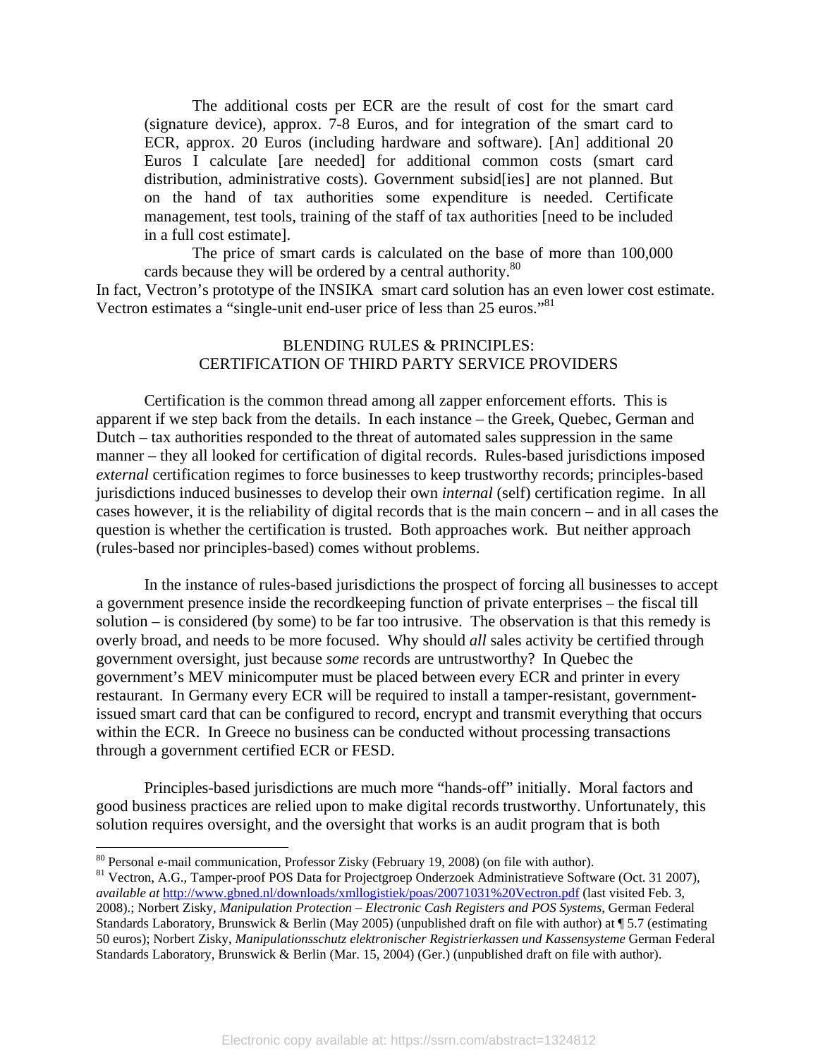> The additional costs per ECR are the result of cost for the smart card (signature device), approx. 7-8 Euros, and for integration of the smart card to ECR, approx. 20 Euros (including hardware and software). [An] additional 20 Euros I calculate [are needed] for additional common costs (smart card distribution, administrative costs). Government subsid[ies] are not planned. But on the hand of tax authorities some expenditure is needed. Certificate management, test tools, training of the staff of tax authorities [need to be included in a full cost estimate].
>
> The price of smart cards is calculated on the base of more than 100,000 cards because they will be ordered by a central authority.[80]

In fact, Vectron's prototype of the INSIKA smart card solution has an even lower cost estimate. Vectron estimates a "single-unit end-user price of less than 25 euros."[81]

## BLENDING RULES & PRINCIPLES: CERTIFICATION OF THIRD PARTY SERVICE PROVIDERS

Certification is the common thread among all zapper enforcement efforts. This is apparent if we step back from the details. In each instance – the Greek, Quebec, German and Dutch – tax authorities responded to the threat of automated sales suppression in the same manner – they all looked for certification of digital records. Rules-based jurisdictions imposed *external* certification regimes to force businesses to keep trustworthy records; principles-based jurisdictions induced businesses to develop their own *internal* (self) certification regime. In all cases however, it is the reliability of digital records that is the main concern – and in all cases the question is whether the certification is trusted. Both approaches work. But neither approach (rules-based nor principles-based) comes without problems.

In the instance of rules-based jurisdictions the prospect of forcing all businesses to accept a government presence inside the recordkeeping function of private enterprises – the fiscal till solution – is considered (by some) to be far too intrusive. The observation is that this remedy is overly broad, and needs to be more focused. Why should *all* sales activity be certified through government oversight, just because *some* records are untrustworthy? In Quebec the government's MEV minicomputer must be placed between every ECR and printer in every restaurant. In Germany every ECR will be required to install a tamper-resistant, government-issued smart card that can be configured to record, encrypt and transmit everything that occurs within the ECR. In Greece no business can be conducted without processing transactions through a government certified ECR or FESD.

Principles-based jurisdictions are much more "hands-off" initially. Moral factors and good business practices are relied upon to make digital records trustworthy. Unfortunately, this solution requires oversight, and the oversight that works is an audit program that is both

---

[80] Personal e-mail communication, Professor Zisky (February 19, 2008) (on file with author).

[81] Vectron, A.G., Tamper-proof POS Data for Projectgroep Onderzoek Administratieve Software (Oct. 31 2007), *available at* http://www.gbned.nl/downloads/xmllogistiek/poas/20071031%20Vectron.pdf (last visited Feb. 3, 2008).; Norbert Zisky, *Manipulation Protection – Electronic Cash Registers and POS Systems,* German Federal Standards Laboratory, Brunswick & Berlin (May 2005) (unpublished draft on file with author) at ¶ 5.7 (estimating 50 euros); Norbert Zisky, *Manipulationsschutz elektronischer Registrierkassen und Kassensysteme* German Federal Standards Laboratory, Brunswick & Berlin (Mar. 15, 2004) (Ger.) (unpublished draft on file with author).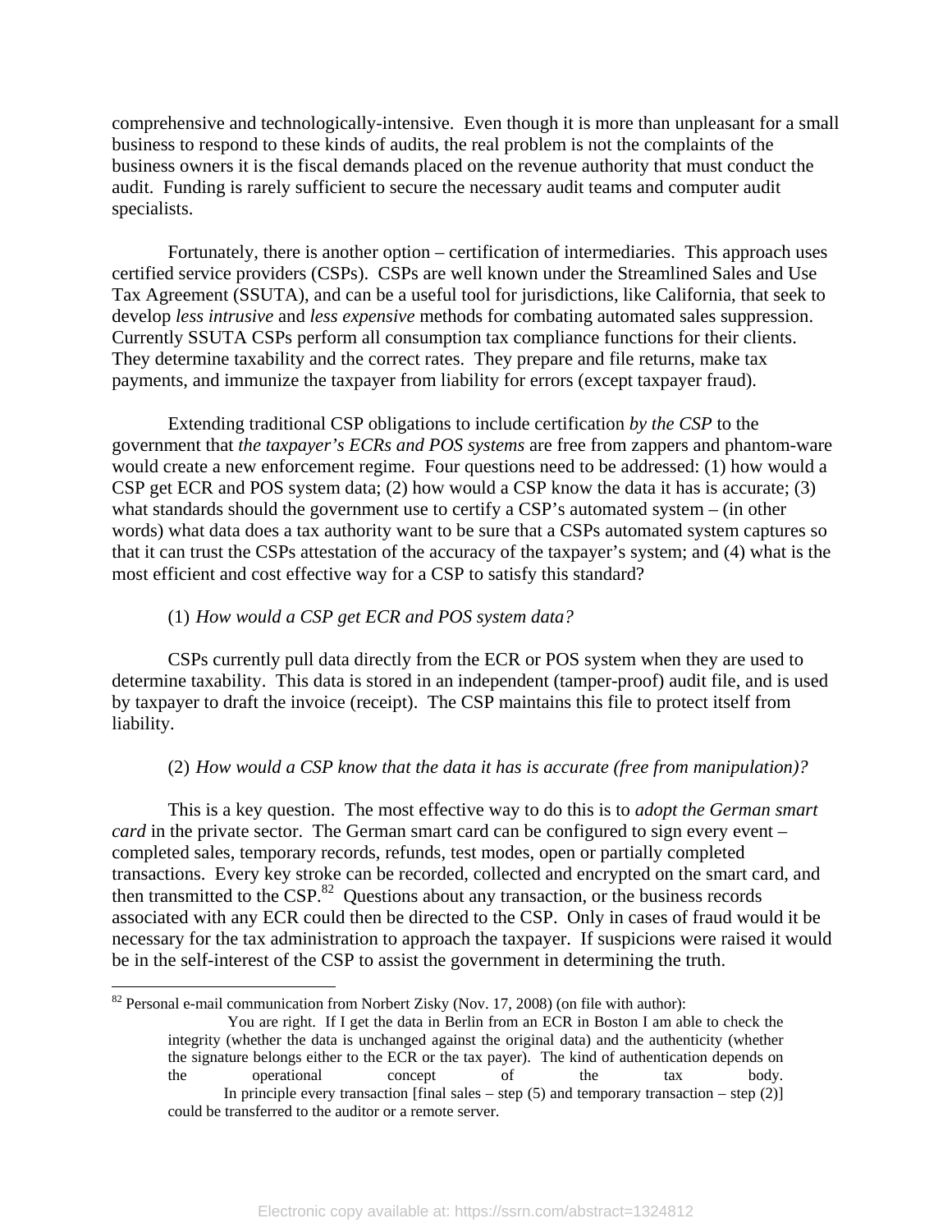comprehensive and technologically-intensive. Even though it is more than unpleasant for a small business to respond to these kinds of audits, the real problem is not the complaints of the business owners it is the fiscal demands placed on the revenue authority that must conduct the audit. Funding is rarely sufficient to secure the necessary audit teams and computer audit specialists.

Fortunately, there is another option – certification of intermediaries. This approach uses certified service providers (CSPs). CSPs are well known under the Streamlined Sales and Use Tax Agreement (SSUTA), and can be a useful tool for jurisdictions, like California, that seek to develop *less intrusive* and *less expensive* methods for combating automated sales suppression. Currently SSUTA CSPs perform all consumption tax compliance functions for their clients. They determine taxability and the correct rates. They prepare and file returns, make tax payments, and immunize the taxpayer from liability for errors (except taxpayer fraud).

Extending traditional CSP obligations to include certification *by the CSP* to the government that *the taxpayer's ECRs and POS systems* are free from zappers and phantom-ware would create a new enforcement regime. Four questions need to be addressed: (1) how would a CSP get ECR and POS system data; (2) how would a CSP know the data it has is accurate; (3) what standards should the government use to certify a CSP's automated system – (in other words) what data does a tax authority want to be sure that a CSPs automated system captures so that it can trust the CSPs attestation of the accuracy of the taxpayer's system; and (4) what is the most efficient and cost effective way for a CSP to satisfy this standard?

(1) *How would a CSP get ECR and POS system data?*

CSPs currently pull data directly from the ECR or POS system when they are used to determine taxability. This data is stored in an independent (tamper-proof) audit file, and is used by taxpayer to draft the invoice (receipt). The CSP maintains this file to protect itself from liability.

(2) *How would a CSP know that the data it has is accurate (free from manipulation)?*

This is a key question. The most effective way to do this is to *adopt the German smart card* in the private sector. The German smart card can be configured to sign every event – completed sales, temporary records, refunds, test modes, open or partially completed transactions. Every key stroke can be recorded, collected and encrypted on the smart card, and then transmitted to the CSP.[82] Questions about any transaction, or the business records associated with any ECR could then be directed to the CSP. Only in cases of fraud would it be necessary for the tax administration to approach the taxpayer. If suspicions were raised it would be in the self-interest of the CSP to assist the government in determining the truth.

---

[82] Personal e-mail communication from Norbert Zisky (Nov. 17, 2008) (on file with author):

> You are right. If I get the data in Berlin from an ECR in Boston I am able to check the integrity (whether the data is unchanged against the original data) and the authenticity (whether the signature belongs either to the ECR or the tax payer). The kind of authentication depends on the operational concept of the tax body.
>
> In principle every transaction [final sales – step (5) and temporary transaction – step (2)] could be transferred to the auditor or a remote server.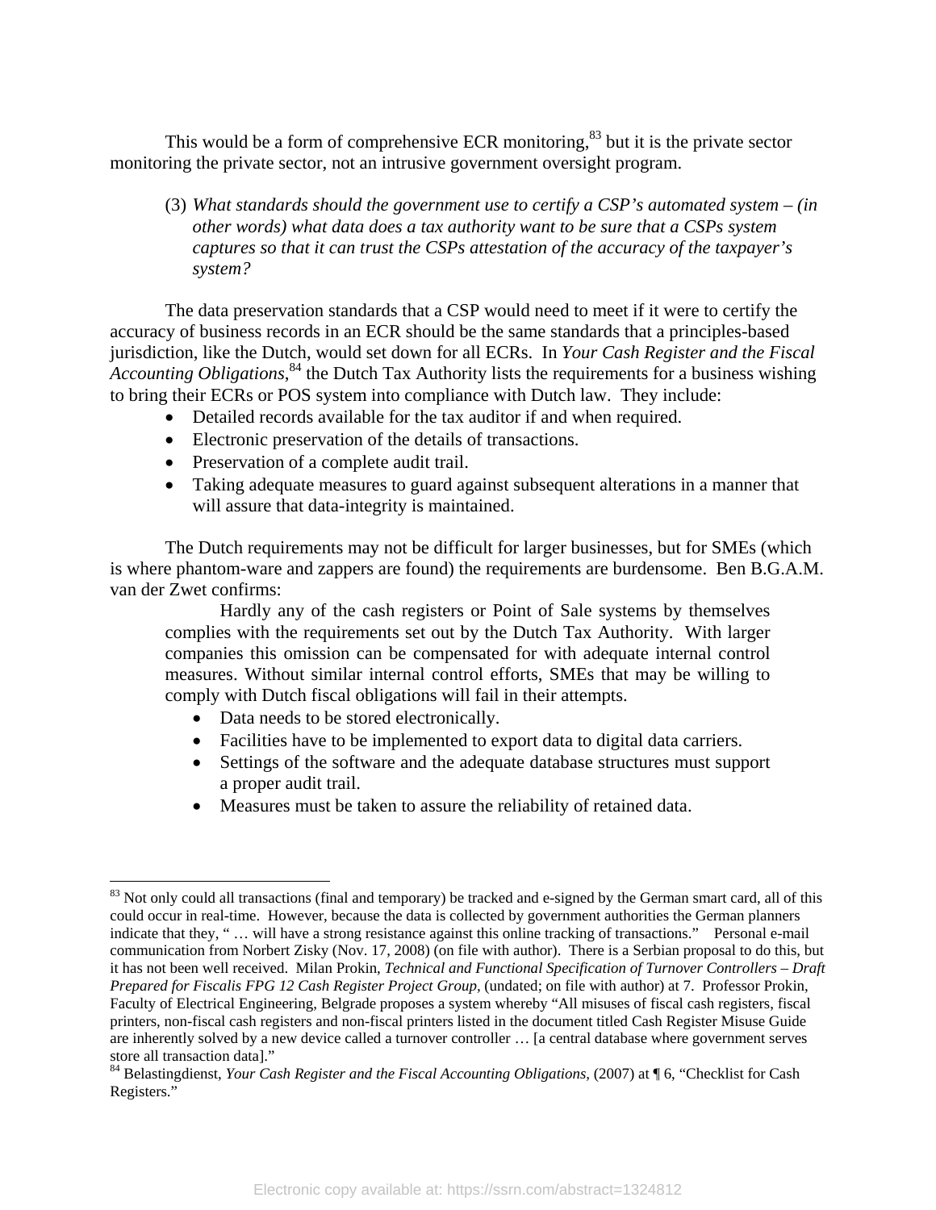This would be a form of comprehensive ECR monitoring,[83] but it is the private sector monitoring the private sector, not an intrusive government oversight program.

(3) *What standards should the government use to certify a CSP's automated system – (in other words) what data does a tax authority want to be sure that a CSPs system captures so that it can trust the CSPs attestation of the accuracy of the taxpayer's system?*

The data preservation standards that a CSP would need to meet if it were to certify the accuracy of business records in an ECR should be the same standards that a principles-based jurisdiction, like the Dutch, would set down for all ECRs. In *Your Cash Register and the Fiscal Accounting Obligations*,[84] the Dutch Tax Authority lists the requirements for a business wishing to bring their ECRs or POS system into compliance with Dutch law. They include:

- Detailed records available for the tax auditor if and when required.
- Electronic preservation of the details of transactions.
- Preservation of a complete audit trail.
- Taking adequate measures to guard against subsequent alterations in a manner that will assure that data-integrity is maintained.

The Dutch requirements may not be difficult for larger businesses, but for SMEs (which is where phantom-ware and zappers are found) the requirements are burdensome. Ben B.G.A.M. van der Zwet confirms:

> Hardly any of the cash registers or Point of Sale systems by themselves complies with the requirements set out by the Dutch Tax Authority. With larger companies this omission can be compensated for with adequate internal control measures. Without similar internal control efforts, SMEs that may be willing to comply with Dutch fiscal obligations will fail in their attempts.
>
> - Data needs to be stored electronically.
> - Facilities have to be implemented to export data to digital data carriers.
> - Settings of the software and the adequate database structures must support a proper audit trail.
> - Measures must be taken to assure the reliability of retained data.

---

[83] Not only could all transactions (final and temporary) be tracked and e-signed by the German smart card, all of this could occur in real-time. However, because the data is collected by government authorities the German planners indicate that they, " … will have a strong resistance against this online tracking of transactions." Personal e-mail communication from Norbert Zisky (Nov. 17, 2008) (on file with author). There is a Serbian proposal to do this, but it has not been well received. Milan Prokin, *Technical and Functional Specification of Turnover Controllers – Draft Prepared for Fiscalis FPG 12 Cash Register Project Group*, (undated; on file with author) at 7. Professor Prokin, Faculty of Electrical Engineering, Belgrade proposes a system whereby "All misuses of fiscal cash registers, fiscal printers, non-fiscal cash registers and non-fiscal printers listed in the document titled Cash Register Misuse Guide are inherently solved by a new device called a turnover controller … [a central database where government serves store all transaction data]."

[84] Belastingdienst, *Your Cash Register and the Fiscal Accounting Obligations*, (2007) at ¶ 6, "Checklist for Cash Registers."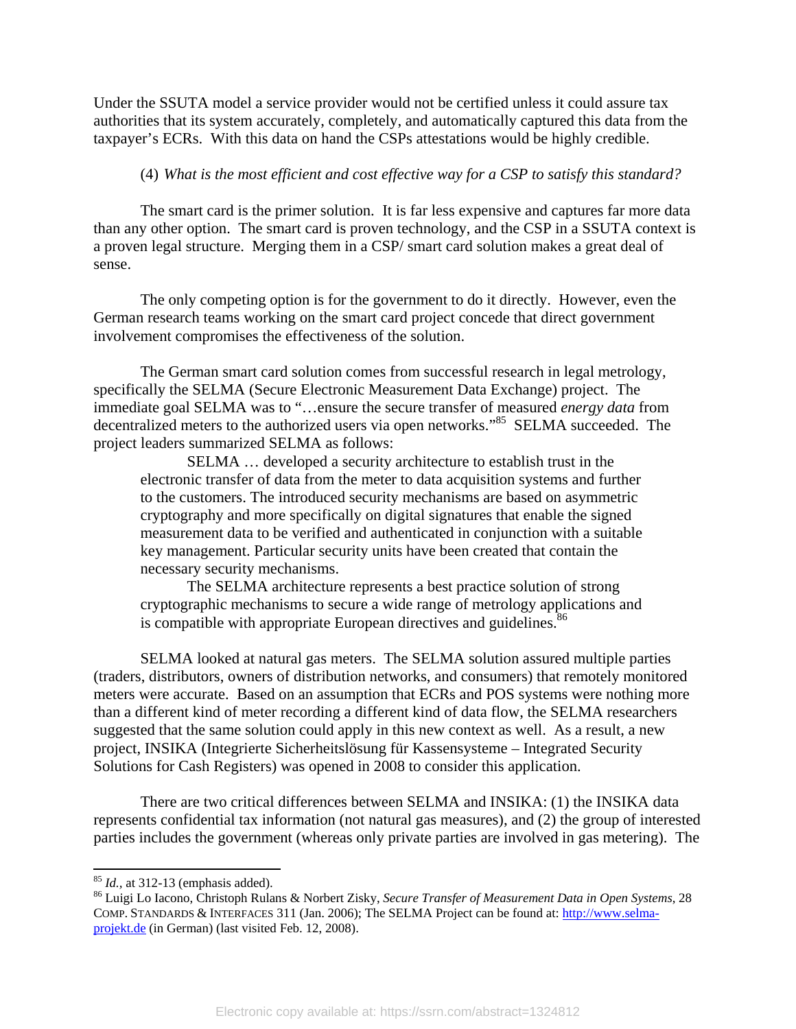Under the SSUTA model a service provider would not be certified unless it could assure tax authorities that its system accurately, completely, and automatically captured this data from the taxpayer's ECRs. With this data on hand the CSPs attestations would be highly credible.

(4) *What is the most efficient and cost effective way for a CSP to satisfy this standard?*

The smart card is the primer solution. It is far less expensive and captures far more data than any other option. The smart card is proven technology, and the CSP in a SSUTA context is a proven legal structure. Merging them in a CSP/ smart card solution makes a great deal of sense.

The only competing option is for the government to do it directly. However, even the German research teams working on the smart card project concede that direct government involvement compromises the effectiveness of the solution.

The German smart card solution comes from successful research in legal metrology, specifically the SELMA (Secure Electronic Measurement Data Exchange) project. The immediate goal SELMA was to "…ensure the secure transfer of measured *energy data* from decentralized meters to the authorized users via open networks."[85] SELMA succeeded. The project leaders summarized SELMA as follows:

> SELMA … developed a security architecture to establish trust in the electronic transfer of data from the meter to data acquisition systems and further to the customers. The introduced security mechanisms are based on asymmetric cryptography and more specifically on digital signatures that enable the signed measurement data to be verified and authenticated in conjunction with a suitable key management. Particular security units have been created that contain the necessary security mechanisms.
>
> The SELMA architecture represents a best practice solution of strong cryptographic mechanisms to secure a wide range of metrology applications and is compatible with appropriate European directives and guidelines.[86]

SELMA looked at natural gas meters. The SELMA solution assured multiple parties (traders, distributors, owners of distribution networks, and consumers) that remotely monitored meters were accurate. Based on an assumption that ECRs and POS systems were nothing more than a different kind of meter recording a different kind of data flow, the SELMA researchers suggested that the same solution could apply in this new context as well. As a result, a new project, INSIKA (Integrierte Sicherheitslösung für Kassensysteme – Integrated Security Solutions for Cash Registers) was opened in 2008 to consider this application.

There are two critical differences between SELMA and INSIKA: (1) the INSIKA data represents confidential tax information (not natural gas measures), and (2) the group of interested parties includes the government (whereas only private parties are involved in gas metering). The

---

[85] *Id.*, at 312-13 (emphasis added).

[86] Luigi Lo Iacono, Christoph Rulans & Norbert Zisky, *Secure Transfer of Measurement Data in Open Systems*, 28 COMP. STANDARDS & INTERFACES 311 (Jan. 2006); The SELMA Project can be found at: http://www.selma-projekt.de (in German) (last visited Feb. 12, 2008).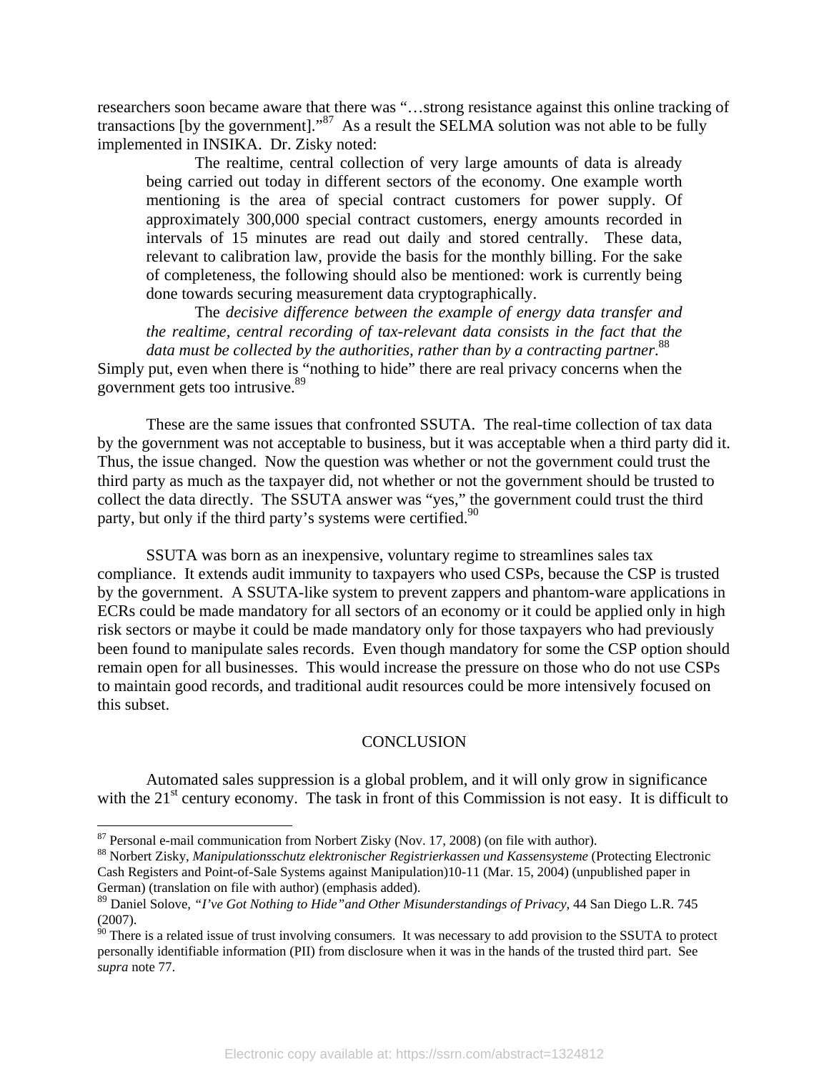researchers soon became aware that there was "…strong resistance against this online tracking of transactions [by the government]."[87] As a result the SELMA solution was not able to be fully implemented in INSIKA. Dr. Zisky noted:

> The realtime, central collection of very large amounts of data is already being carried out today in different sectors of the economy. One example worth mentioning is the area of special contract customers for power supply. Of approximately 300,000 special contract customers, energy amounts recorded in intervals of 15 minutes are read out daily and stored centrally. These data, relevant to calibration law, provide the basis for the monthly billing. For the sake of completeness, the following should also be mentioned: work is currently being done towards securing measurement data cryptographically.
>
> The *decisive difference between the example of energy data transfer and the realtime, central recording of tax-relevant data consists in the fact that the data must be collected by the authorities, rather than by a contracting partner*.[88]

Simply put, even when there is "nothing to hide" there are real privacy concerns when the government gets too intrusive.[89]

These are the same issues that confronted SSUTA. The real-time collection of tax data by the government was not acceptable to business, but it was acceptable when a third party did it. Thus, the issue changed. Now the question was whether or not the government could trust the third party as much as the taxpayer did, not whether or not the government should be trusted to collect the data directly. The SSUTA answer was "yes," the government could trust the third party, but only if the third party's systems were certified.[90]

SSUTA was born as an inexpensive, voluntary regime to streamlines sales tax compliance. It extends audit immunity to taxpayers who used CSPs, because the CSP is trusted by the government. A SSUTA-like system to prevent zappers and phantom-ware applications in ECRs could be made mandatory for all sectors of an economy or it could be applied only in high risk sectors or maybe it could be made mandatory only for those taxpayers who had previously been found to manipulate sales records. Even though mandatory for some the CSP option should remain open for all businesses. This would increase the pressure on those who do not use CSPs to maintain good records, and traditional audit resources could be more intensively focused on this subset.

## CONCLUSION

Automated sales suppression is a global problem, and it will only grow in significance with the 21st century economy. The task in front of this Commission is not easy. It is difficult to

---

[87] Personal e-mail communication from Norbert Zisky (Nov. 17, 2008) (on file with author).

[88] Norbert Zisky, *Manipulationsschutz elektronischer Registrierkassen und Kassensysteme* (Protecting Electronic Cash Registers and Point-of-Sale Systems against Manipulation)10-11 (Mar. 15, 2004) (unpublished paper in German) (translation on file with author) (emphasis added).

[89] Daniel Solove, *"I've Got Nothing to Hide"and Other Misunderstandings of Privacy*, 44 San Diego L.R. 745 (2007).

[90] There is a related issue of trust involving consumers. It was necessary to add provision to the SSUTA to protect personally identifiable information (PII) from disclosure when it was in the hands of the trusted third part. See *supra* note 77.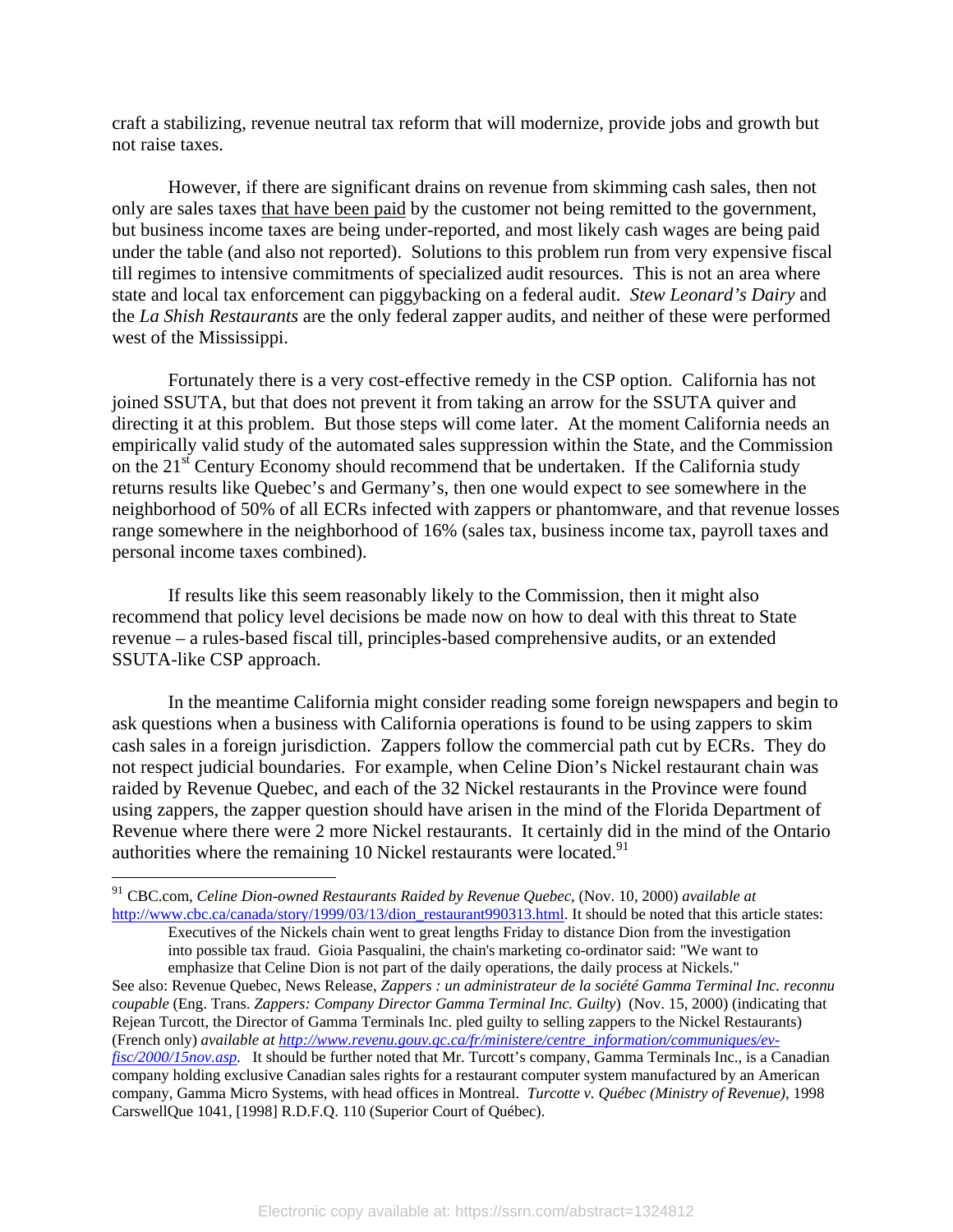craft a stabilizing, revenue neutral tax reform that will modernize, provide jobs and growth but not raise taxes.

However, if there are significant drains on revenue from skimming cash sales, then not only are sales taxes that have been paid by the customer not being remitted to the government, but business income taxes are being under-reported, and most likely cash wages are being paid under the table (and also not reported). Solutions to this problem run from very expensive fiscal till regimes to intensive commitments of specialized audit resources. This is not an area where state and local tax enforcement can piggybacking on a federal audit. *Stew Leonard's Dairy* and the *La Shish Restaurants* are the only federal zapper audits, and neither of these were performed west of the Mississippi.

Fortunately there is a very cost-effective remedy in the CSP option. California has not joined SSUTA, but that does not prevent it from taking an arrow for the SSUTA quiver and directing it at this problem. But those steps will come later. At the moment California needs an empirically valid study of the automated sales suppression within the State, and the Commission on the 21st Century Economy should recommend that be undertaken. If the California study returns results like Quebec's and Germany's, then one would expect to see somewhere in the neighborhood of 50% of all ECRs infected with zappers or phantomware, and that revenue losses range somewhere in the neighborhood of 16% (sales tax, business income tax, payroll taxes and personal income taxes combined).

If results like this seem reasonably likely to the Commission, then it might also recommend that policy level decisions be made now on how to deal with this threat to State revenue – a rules-based fiscal till, principles-based comprehensive audits, or an extended SSUTA-like CSP approach.

In the meantime California might consider reading some foreign newspapers and begin to ask questions when a business with California operations is found to be using zappers to skim cash sales in a foreign jurisdiction. Zappers follow the commercial path cut by ECRs. They do not respect judicial boundaries. For example, when Celine Dion's Nickel restaurant chain was raided by Revenue Quebec, and each of the 32 Nickel restaurants in the Province were found using zappers, the zapper question should have arisen in the mind of the Florida Department of Revenue where there were 2 more Nickel restaurants. It certainly did in the mind of the Ontario authorities where the remaining 10 Nickel restaurants were located.[91]

---

[91] CBC.com, *Celine Dion-owned Restaurants Raided by Revenue Quebec*, (Nov. 10, 2000) *available at* http://www.cbc.ca/canada/story/1999/03/13/dion_restaurant990313.html. It should be noted that this article states:

> Executives of the Nickels chain went to great lengths Friday to distance Dion from the investigation into possible tax fraud. Gioia Pasqualini, the chain's marketing co-ordinator said: "We want to emphasize that Celine Dion is not part of the daily operations, the daily process at Nickels."

See also: Revenue Quebec, News Release, *Zappers : un administrateur de la société Gamma Terminal Inc. reconnu coupable* (Eng. Trans. *Zappers: Company Director Gamma Terminal Inc. Guilty*) (Nov. 15, 2000) (indicating that Rejean Turcott, the Director of Gamma Terminals Inc. pled guilty to selling zappers to the Nickel Restaurants) (French only) *available at http://www.revenu.gouv.qc.ca/fr/ministere/centre_information/communiques/ev-fisc/2000/15nov.asp*. It should be further noted that Mr. Turcott's company, Gamma Terminals Inc., is a Canadian company holding exclusive Canadian sales rights for a restaurant computer system manufactured by an American company, Gamma Micro Systems, with head offices in Montreal. *Turcotte v. Québec (Ministry of Revenue)*, 1998 CarswellQue 1041, [1998] R.D.F.Q. 110 (Superior Court of Québec).